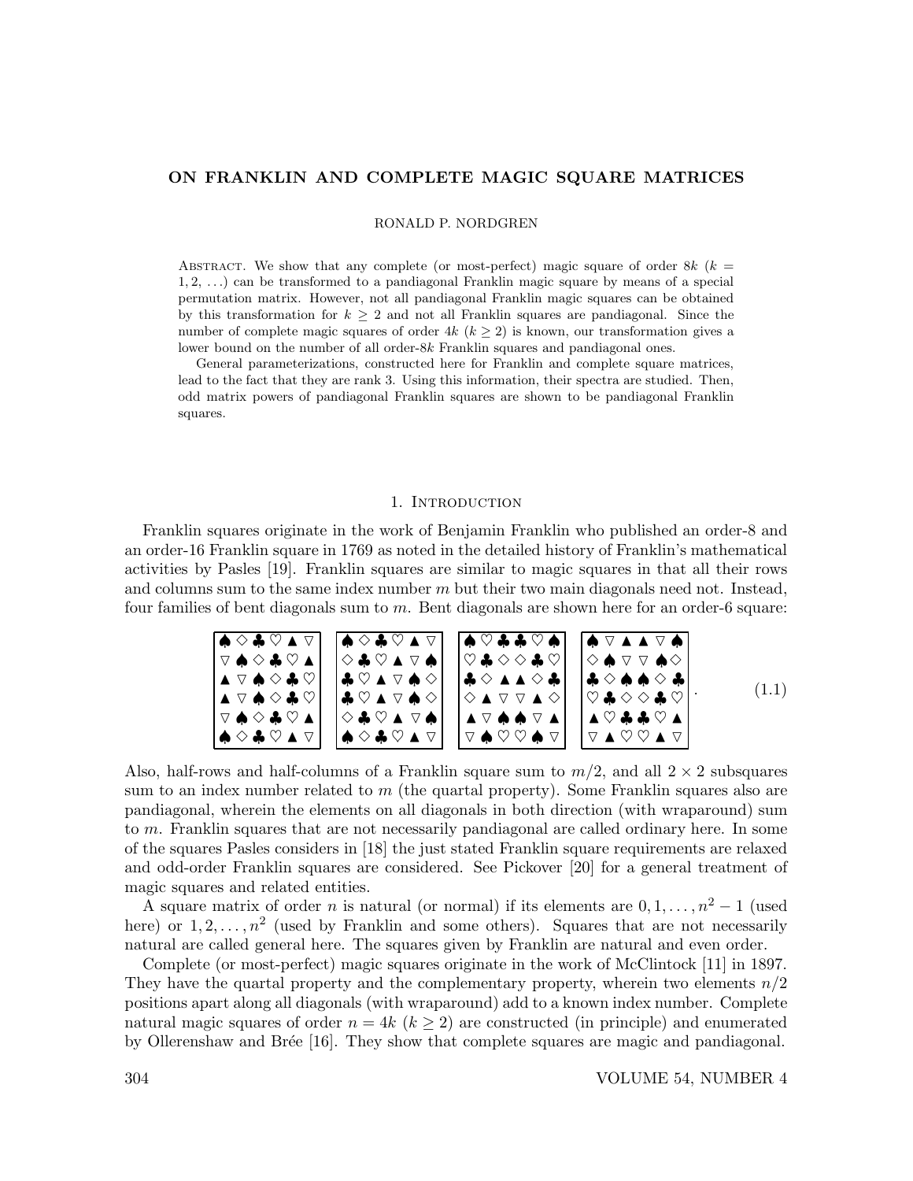# ON FRANKLIN AND COMPLETE MAGIC SQUARE MATRICES

RONALD P. NORDGREN

Abstract. We show that any complete (or most-perfect) magic square of order $8k$ ($k = 1, 2, \ldots$) can be transformed to a pandiagonal Franklin magic square by means of a special permutation matrix. However, not all pandiagonal Franklin magic squares can be obtained by this transformation for $k \geq 2$ and not all Franklin squares are pandiagonal. Since the number of complete magic squares of order $4k$ ($k \geq 2$) is known, our transformation gives a lower bound on the number of all order-$8k$ Franklin squares and pandiagonal ones.

General parameterizations, constructed here for Franklin and complete square matrices, lead to the fact that they are rank 3. Using this information, their spectra are studied. Then, odd matrix powers of pandiagonal Franklin squares are shown to be pandiagonal Franklin squares.

## 1. Introduction

Franklin squares originate in the work of Benjamin Franklin who published an order-8 and an order-16 Franklin square in 1769 as noted in the detailed history of Franklin's mathematical activities by Pasles [19]. Franklin squares are similar to magic squares in that all their rows and columns sum to the same index number $m$ but their two main diagonals need not. Instead, four families of bent diagonals sum to $m$. Bent diagonals are shown here for an order-6 square:

$$
\begin{array}{|cccccc|}
\hline
\spadesuit & \diamondsuit & \clubsuit & \heartsuit & \blacktriangle & \triangledown \\
\triangledown & \spadesuit & \diamondsuit & \clubsuit & \heartsuit & \blacktriangle \\
\blacktriangle & \triangledown & \spadesuit & \diamondsuit & \clubsuit & \heartsuit \\
\blacktriangle & \triangledown & \spadesuit & \diamondsuit & \clubsuit & \heartsuit \\
\triangledown & \spadesuit & \diamondsuit & \clubsuit & \heartsuit & \blacktriangle \\
\spadesuit & \diamondsuit & \clubsuit & \heartsuit & \blacktriangle & \triangledown \\
\hline
\end{array}
\quad
\begin{array}{|cccccc|}
\hline
\spadesuit & \diamondsuit & \clubsuit & \heartsuit & \blacktriangle & \triangledown \\
\diamondsuit & \clubsuit & \heartsuit & \blacktriangle & \triangledown & \spadesuit \\
\clubsuit & \heartsuit & \blacktriangle & \triangledown & \spadesuit & \diamondsuit \\
\clubsuit & \heartsuit & \blacktriangle & \triangledown & \spadesuit & \diamondsuit \\
\diamondsuit & \clubsuit & \heartsuit & \blacktriangle & \triangledown & \spadesuit \\
\spadesuit & \diamondsuit & \clubsuit & \heartsuit & \blacktriangle & \triangledown \\
\hline
\end{array}
\quad
\begin{array}{|cccccc|}
\hline
\spadesuit & \heartsuit & \clubsuit & \clubsuit & \heartsuit & \spadesuit \\
\heartsuit & \clubsuit & \diamondsuit & \diamondsuit & \clubsuit & \heartsuit \\
\clubsuit & \diamondsuit & \blacktriangle & \blacktriangle & \diamondsuit & \clubsuit \\
\diamondsuit & \blacktriangle & \triangledown & \triangledown & \blacktriangle & \diamondsuit \\
\blacktriangle & \triangledown & \spadesuit & \spadesuit & \triangledown & \blacktriangle \\
\triangledown & \spadesuit & \heartsuit & \heartsuit & \spadesuit & \triangledown \\
\hline
\end{array}
\quad
\begin{array}{|cccccc|}
\hline
\spadesuit & \triangledown & \blacktriangle & \blacktriangle & \triangledown & \spadesuit \\
\diamondsuit & \spadesuit & \triangledown & \triangledown & \spadesuit & \diamondsuit \\
\clubsuit & \diamondsuit & \spadesuit & \spadesuit & \diamondsuit & \clubsuit \\
\heartsuit & \clubsuit & \diamondsuit & \diamondsuit & \clubsuit & \heartsuit \\
\blacktriangle & \heartsuit & \clubsuit & \clubsuit & \heartsuit & \blacktriangle \\
\triangledown & \blacktriangle & \heartsuit & \heartsuit & \blacktriangle & \triangledown \\
\hline
\end{array}
. \tag{1.1}
$$

Also, half-rows and half-columns of a Franklin square sum to $m/2$, and all $2 \times 2$ subsquares sum to an index number related to $m$ (the quartal property). Some Franklin squares also are pandiagonal, wherein the elements on all diagonals in both direction (with wraparound) sum to $m$. Franklin squares that are not necessarily pandiagonal are called ordinary here. In some of the squares Pasles considers in [18] the just stated Franklin square requirements are relaxed and odd-order Franklin squares are considered. See Pickover [20] for a general treatment of magic squares and related entities.

A square matrix of order $n$ is natural (or normal) if its elements are $0, 1, \ldots, n^2 - 1$ (used here) or $1, 2, \ldots, n^2$ (used by Franklin and some others). Squares that are not necessarily natural are called general here. The squares given by Franklin are natural and even order.

Complete (or most-perfect) magic squares originate in the work of McClintock [11] in 1897. They have the quartal property and the complementary property, wherein two elements $n/2$ positions apart along all diagonals (with wraparound) add to a known index number. Complete natural magic squares of order $n = 4k$ ($k \geq 2$) are constructed (in principle) and enumerated by Ollerenshaw and Brée [16]. They show that complete squares are magic and pandiagonal.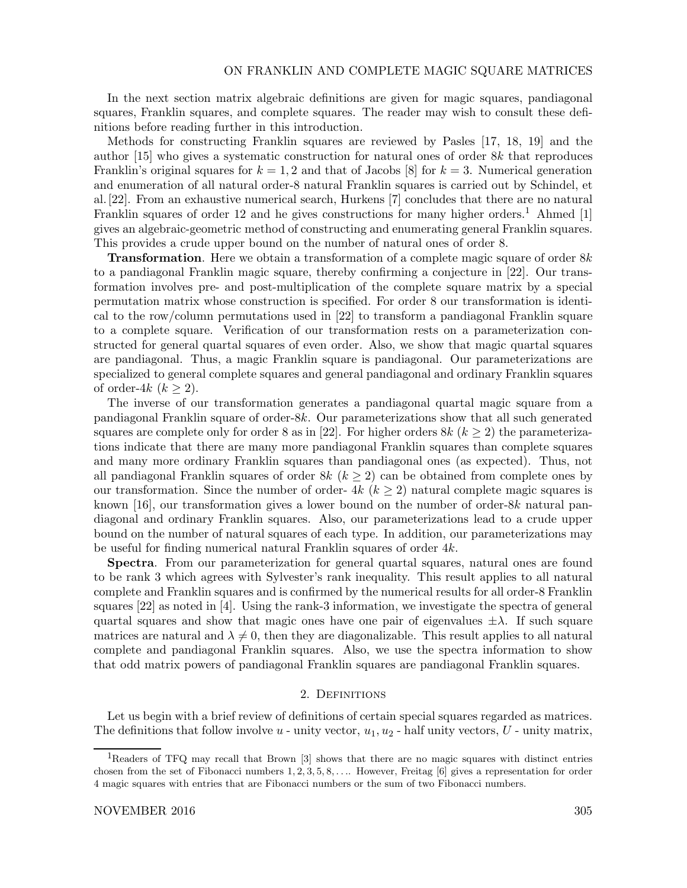In the next section matrix algebraic definitions are given for magic squares, pandiagonal squares, Franklin squares, and complete squares. The reader may wish to consult these definitions before reading further in this introduction.

Methods for constructing Franklin squares are reviewed by Pasles [17, 18, 19] and the author [15] who gives a systematic construction for natural ones of order $8k$ that reproduces Franklin's original squares for $k = 1, 2$ and that of Jacobs [8] for $k = 3$. Numerical generation and enumeration of all natural order-8 natural Franklin squares is carried out by Schindel, et al. [22]. From an exhaustive numerical search, Hurkens [7] concludes that there are no natural Franklin squares of order 12 and he gives constructions for many higher orders.[1] Ahmed [1] gives an algebraic-geometric method of constructing and enumerating general Franklin squares. This provides a crude upper bound on the number of natural ones of order 8.

**Transformation**. Here we obtain a transformation of a complete magic square of order $8k$ to a pandiagonal Franklin magic square, thereby confirming a conjecture in [22]. Our transformation involves pre- and post-multiplication of the complete square matrix by a special permutation matrix whose construction is specified. For order 8 our transformation is identical to the row/column permutations used in [22] to transform a pandiagonal Franklin square to a complete square. Verification of our transformation rests on a parameterization constructed for general quartal squares of even order. Also, we show that magic quartal squares are pandiagonal. Thus, a magic Franklin square is pandiagonal. Our parameterizations are specialized to general complete squares and general pandiagonal and ordinary Franklin squares of order-$4k$ ($k \geq 2$).

The inverse of our transformation generates a pandiagonal quartal magic square from a pandiagonal Franklin square of order-$8k$. Our parameterizations show that all such generated squares are complete only for order 8 as in [22]. For higher orders $8k$ ($k \geq 2$) the parameterizations indicate that there are many more pandiagonal Franklin squares than complete squares and many more ordinary Franklin squares than pandiagonal ones (as expected). Thus, not all pandiagonal Franklin squares of order $8k$ ($k \geq 2$) can be obtained from complete ones by our transformation. Since the number of order- $4k$ ($k \geq 2$) natural complete magic squares is known [16], our transformation gives a lower bound on the number of order-$8k$ natural pandiagonal and ordinary Franklin squares. Also, our parameterizations lead to a crude upper bound on the number of natural squares of each type. In addition, our parameterizations may be useful for finding numerical natural Franklin squares of order $4k$.

**Spectra**. From our parameterization for general quartal squares, natural ones are found to be rank 3 which agrees with Sylvester's rank inequality. This result applies to all natural complete and Franklin squares and is confirmed by the numerical results for all order-8 Franklin squares [22] as noted in [4]. Using the rank-3 information, we investigate the spectra of general quartal squares and show that magic ones have one pair of eigenvalues $\pm\lambda$. If such square matrices are natural and $\lambda \neq 0$, then they are diagonalizable. This result applies to all natural complete and pandiagonal Franklin squares. Also, we use the spectra information to show that odd matrix powers of pandiagonal Franklin squares are pandiagonal Franklin squares.

## 2. Definitions

Let us begin with a brief review of definitions of certain special squares regarded as matrices. The definitions that follow involve $u$ - unity vector, $u_1, u_2$ - half unity vectors, $U$ - unity matrix,

[1] Readers of TFQ may recall that Brown [3] shows that there are no magic squares with distinct entries chosen from the set of Fibonacci numbers $1, 2, 3, 5, 8, \ldots$. However, Freitag [6] gives a representation for order 4 magic squares with entries that are Fibonacci numbers or the sum of two Fibonacci numbers.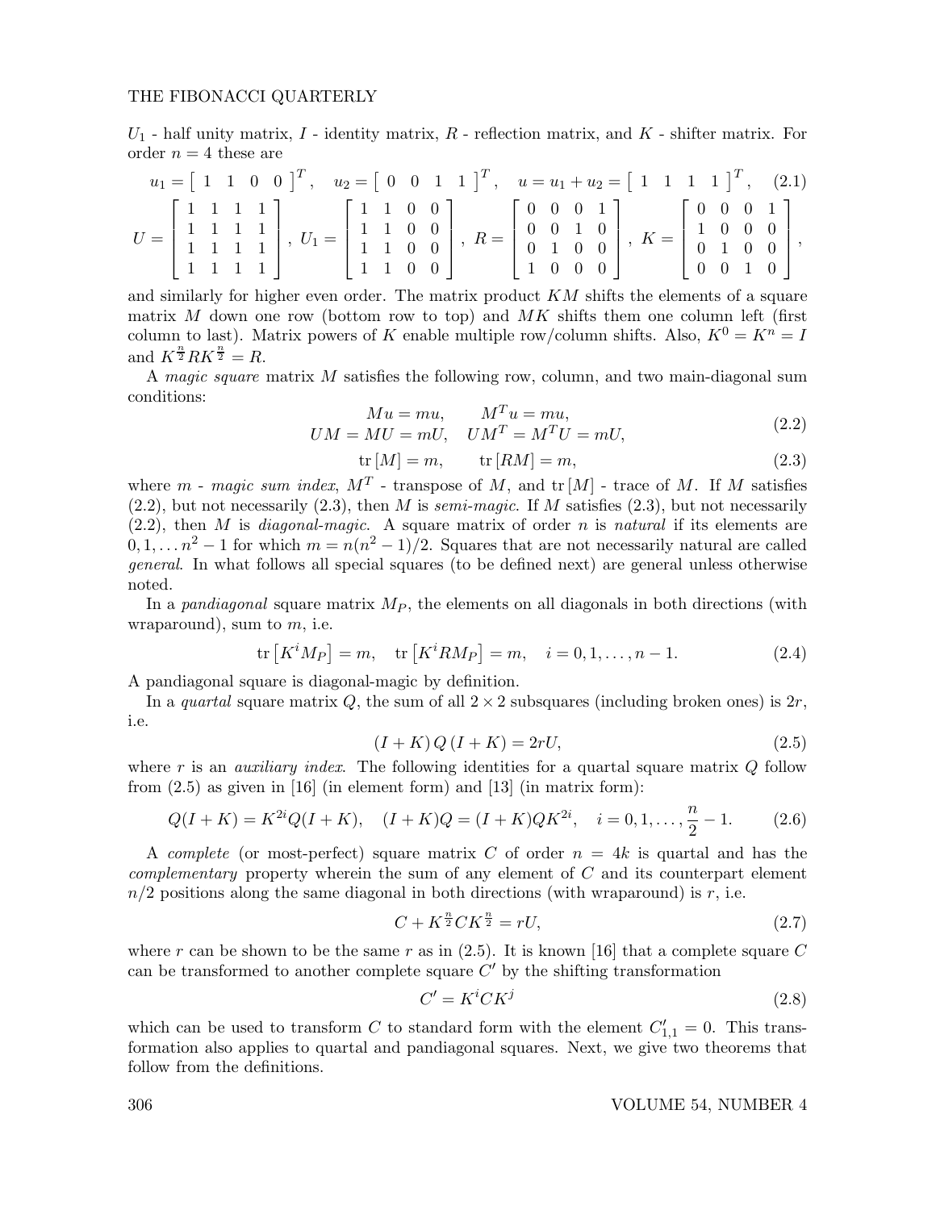$U_1$ - half unity matrix, $I$ - identity matrix, $R$ - reflection matrix, and $K$ - shifter matrix. For order $n = 4$ these are

$$u_1 = \begin{bmatrix} 1 & 1 & 0 & 0 \end{bmatrix}^T, \quad u_2 = \begin{bmatrix} 0 & 0 & 1 & 1 \end{bmatrix}^T, \quad u = u_1 + u_2 = \begin{bmatrix} 1 & 1 & 1 & 1 \end{bmatrix}^T, \tag{2.1}$$

$$U = \begin{bmatrix} 1 & 1 & 1 & 1 \\ 1 & 1 & 1 & 1 \\ 1 & 1 & 1 & 1 \\ 1 & 1 & 1 & 1 \end{bmatrix}, \; U_1 = \begin{bmatrix} 1 & 1 & 0 & 0 \\ 1 & 1 & 0 & 0 \\ 1 & 1 & 0 & 0 \\ 1 & 1 & 0 & 0 \end{bmatrix}, \; R = \begin{bmatrix} 0 & 0 & 0 & 1 \\ 0 & 0 & 1 & 0 \\ 0 & 1 & 0 & 0 \\ 1 & 0 & 0 & 0 \end{bmatrix}, \; K = \begin{bmatrix} 0 & 0 & 0 & 1 \\ 1 & 0 & 0 & 0 \\ 0 & 1 & 0 & 0 \\ 0 & 0 & 1 & 0 \end{bmatrix},$$

and similarly for higher even order. The matrix product $KM$ shifts the elements of a square matrix $M$ down one row (bottom row to top) and $MK$ shifts them one column left (first column to last). Matrix powers of $K$ enable multiple row/column shifts. Also, $K^0 = K^n = I$ and $K^{\frac{n}{2}} R K^{\frac{n}{2}} = R$.

A *magic square* matrix $M$ satisfies the following row, column, and two main-diagonal sum conditions:

$$\begin{aligned} Mu &= mu, \qquad M^T u = mu, \\ UM = MU &= mU, \quad UM^T = M^T U = mU, \end{aligned} \tag{2.2}$$

$$\operatorname{tr}[M] = m, \qquad \operatorname{tr}[RM] = m, \tag{2.3}$$

where $m$ - *magic sum index*, $M^T$ - transpose of $M$, and $\operatorname{tr}[M]$ - trace of $M$. If $M$ satisfies (2.2), but not necessarily (2.3), then $M$ is *semi-magic*. If $M$ satisfies (2.3), but not necessarily (2.2), then $M$ is *diagonal-magic*. A square matrix of order $n$ is *natural* if its elements are $0, 1, \ldots n^2 - 1$ for which $m = n(n^2 - 1)/2$. Squares that are not necessarily natural are called *general*. In what follows all special squares (to be defined next) are general unless otherwise noted.

In a *pandiagonal* square matrix $M_P$, the elements on all diagonals in both directions (with wraparound), sum to $m$, i.e.

$$\operatorname{tr}\left[K^i M_P\right] = m, \quad \operatorname{tr}\left[K^i R M_P\right] = m, \quad i = 0, 1, \ldots, n-1. \tag{2.4}$$

A pandiagonal square is diagonal-magic by definition.

In a *quartal* square matrix $Q$, the sum of all $2 \times 2$ subsquares (including broken ones) is $2r$, i.e.

$$(I + K)\, Q\, (I + K) = 2rU, \tag{2.5}$$

where $r$ is an *auxiliary index*. The following identities for a quartal square matrix $Q$ follow from (2.5) as given in [16] (in element form) and [13] (in matrix form):

$$Q(I + K) = K^{2i} Q (I + K), \quad (I + K)Q = (I + K) Q K^{2i}, \quad i = 0, 1, \ldots, \frac{n}{2} - 1. \tag{2.6}$$

A *complete* (or most-perfect) square matrix $C$ of order $n = 4k$ is quartal and has the *complementary* property wherein the sum of any element of $C$ and its counterpart element $n/2$ positions along the same diagonal in both directions (with wraparound) is $r$, i.e.

$$C + K^{\frac{n}{2}} C K^{\frac{n}{2}} = rU, \tag{2.7}$$

where $r$ can be shown to be the same $r$ as in (2.5). It is known [16] that a complete square $C$ can be transformed to another complete square $C'$ by the shifting transformation

$$C' = K^i C K^j \tag{2.8}$$

which can be used to transform $C$ to standard form with the element $C'_{1,1} = 0$. This transformation also applies to quartal and pandiagonal squares. Next, we give two theorems that follow from the definitions.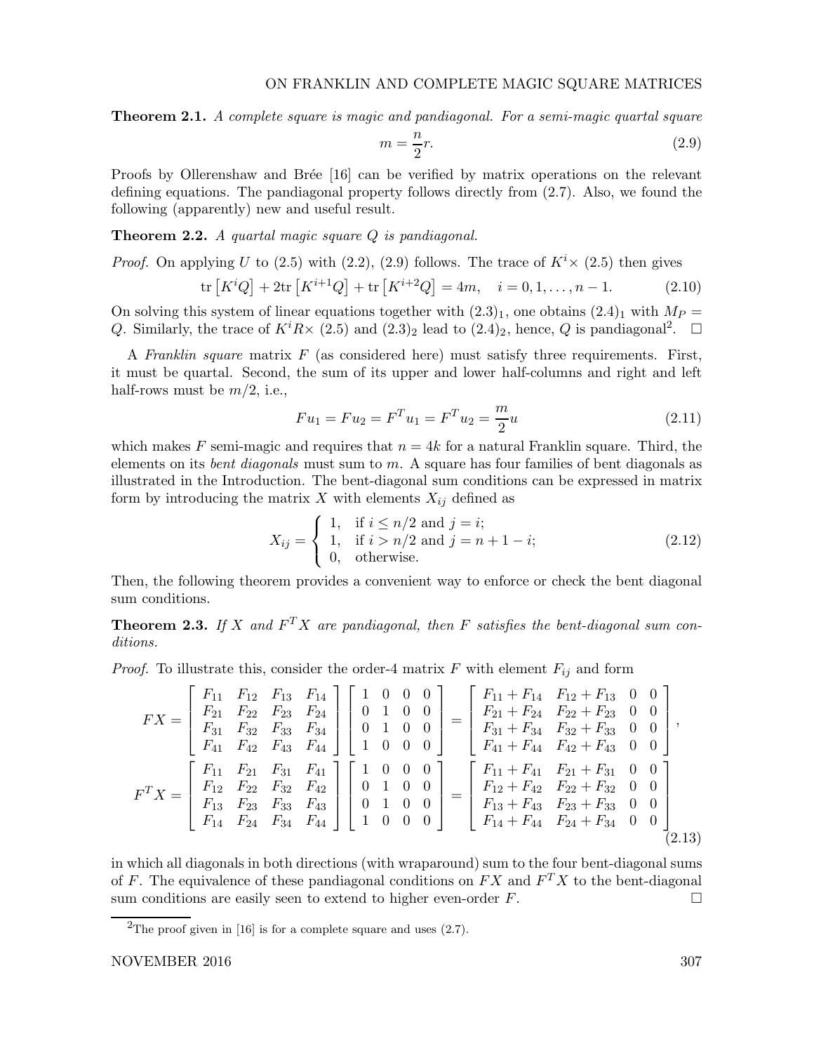**Theorem 2.1.** *A complete square is magic and pandiagonal. For a semi-magic quartal square*

$$m = \frac{n}{2}r. \tag{2.9}$$

Proofs by Ollerenshaw and Brée [16] can be verified by matrix operations on the relevant defining equations. The pandiagonal property follows directly from (2.7). Also, we found the following (apparently) new and useful result.

**Theorem 2.2.** *A quartal magic square $Q$ is pandiagonal.*

*Proof.* On applying $U$ to (2.5) with (2.2), (2.9) follows. The trace of $K^i\times$ (2.5) then gives

$$\mathrm{tr}\left[K^iQ\right] + 2\mathrm{tr}\left[K^{i+1}Q\right] + \mathrm{tr}\left[K^{i+2}Q\right] = 4m, \quad i = 0, 1, \ldots, n-1. \tag{2.10}$$

On solving this system of linear equations together with $(2.3)_1$, one obtains $(2.4)_1$ with $M_P = Q$. Similarly, the trace of $K^iR\times$ (2.5) and $(2.3)_2$ lead to $(2.4)_2$, hence, $Q$ is pandiagonal[2]. $\square$

A *Franklin square* matrix $F$ (as considered here) must satisfy three requirements. First, it must be quartal. Second, the sum of its upper and lower half-columns and right and left half-rows must be $m/2$, i.e.,

$$Fu_1 = Fu_2 = F^Tu_1 = F^Tu_2 = \frac{m}{2}u \tag{2.11}$$

which makes $F$ semi-magic and requires that $n = 4k$ for a natural Franklin square. Third, the elements on its *bent diagonals* must sum to $m$. A square has four families of bent diagonals as illustrated in the Introduction. The bent-diagonal sum conditions can be expressed in matrix form by introducing the matrix $X$ with elements $X_{ij}$ defined as

$$X_{ij} = \begin{cases} 1, & \text{if } i \leq n/2 \text{ and } j = i; \\ 1, & \text{if } i > n/2 \text{ and } j = n+1-i; \\ 0, & \text{otherwise.} \end{cases} \tag{2.12}$$

Then, the following theorem provides a convenient way to enforce or check the bent diagonal sum conditions.

**Theorem 2.3.** *If $X$ and $F^TX$ are pandiagonal, then $F$ satisfies the bent-diagonal sum conditions.*

*Proof.* To illustrate this, consider the order-4 matrix $F$ with element $F_{ij}$ and form

$$FX = \begin{bmatrix} F_{11} & F_{12} & F_{13} & F_{14} \\ F_{21} & F_{22} & F_{23} & F_{24} \\ F_{31} & F_{32} & F_{33} & F_{34} \\ F_{41} & F_{42} & F_{43} & F_{44} \end{bmatrix} \begin{bmatrix} 1 & 0 & 0 & 0 \\ 0 & 1 & 0 & 0 \\ 0 & 1 & 0 & 0 \\ 1 & 0 & 0 & 0 \end{bmatrix} = \begin{bmatrix} F_{11}+F_{14} & F_{12}+F_{13} & 0 & 0 \\ F_{21}+F_{24} & F_{22}+F_{23} & 0 & 0 \\ F_{31}+F_{34} & F_{32}+F_{33} & 0 & 0 \\ F_{41}+F_{44} & F_{42}+F_{43} & 0 & 0 \end{bmatrix},$$

$$F^TX = \begin{bmatrix} F_{11} & F_{21} & F_{31} & F_{41} \\ F_{12} & F_{22} & F_{32} & F_{42} \\ F_{13} & F_{23} & F_{33} & F_{43} \\ F_{14} & F_{24} & F_{34} & F_{44} \end{bmatrix} \begin{bmatrix} 1 & 0 & 0 & 0 \\ 0 & 1 & 0 & 0 \\ 0 & 1 & 0 & 0 \\ 1 & 0 & 0 & 0 \end{bmatrix} = \begin{bmatrix} F_{11}+F_{41} & F_{21}+F_{31} & 0 & 0 \\ F_{12}+F_{42} & F_{22}+F_{32} & 0 & 0 \\ F_{13}+F_{43} & F_{23}+F_{33} & 0 & 0 \\ F_{14}+F_{44} & F_{24}+F_{34} & 0 & 0 \end{bmatrix} \tag{2.13}$$

in which all diagonals in both directions (with wraparound) sum to the four bent-diagonal sums of $F$. The equivalence of these pandiagonal conditions on $FX$ and $F^TX$ to the bent-diagonal sum conditions are easily seen to extend to higher even-order $F$. $\square$

[2] The proof given in [16] is for a complete square and uses (2.7).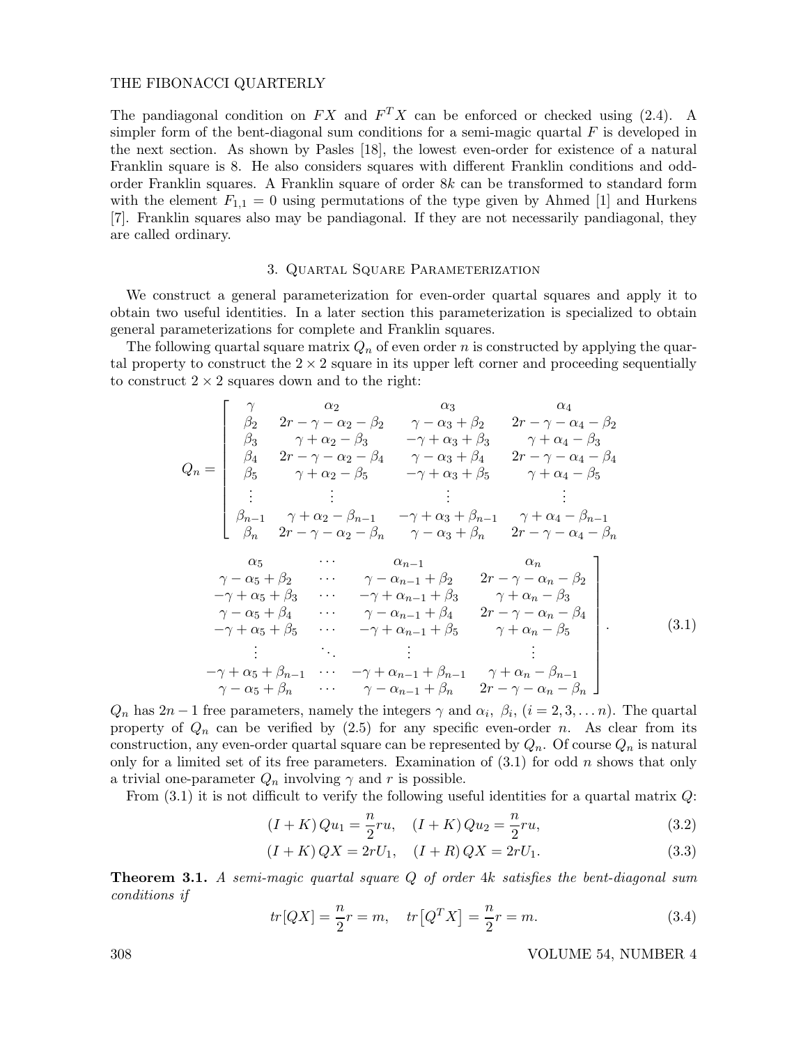The pandiagonal condition on $FX$ and $F^TX$ can be enforced or checked using (2.4). A simpler form of the bent-diagonal sum conditions for a semi-magic quartal $F$ is developed in the next section. As shown by Pasles [18], the lowest even-order for existence of a natural Franklin square is 8. He also considers squares with different Franklin conditions and odd-order Franklin squares. A Franklin square of order $8k$ can be transformed to standard form with the element $F_{1,1} = 0$ using permutations of the type given by Ahmed [1] and Hurkens [7]. Franklin squares also may be pandiagonal. If they are not necessarily pandiagonal, they are called ordinary.

## 3. Quartal Square Parameterization

We construct a general parameterization for even-order quartal squares and apply it to obtain two useful identities. In a later section this parameterization is specialized to obtain general parameterizations for complete and Franklin squares.

The following quartal square matrix $Q_n$ of even order $n$ is constructed by applying the quartal property to construct the $2 \times 2$ square in its upper left corner and proceeding sequentially to construct $2 \times 2$ squares down and to the right:

$$
Q_n = \left[\begin{array}{cccccccc}
\gamma & \alpha_2 & \alpha_3 & \alpha_4 & \alpha_5 & \cdots & \alpha_{n-1} & \alpha_n \\
\beta_2 & 2r-\gamma-\alpha_2-\beta_2 & \gamma-\alpha_3+\beta_2 & 2r-\gamma-\alpha_4-\beta_2 & \gamma-\alpha_5+\beta_2 & \cdots & \gamma-\alpha_{n-1}+\beta_2 & 2r-\gamma-\alpha_n-\beta_2 \\
\beta_3 & \gamma+\alpha_2-\beta_3 & -\gamma+\alpha_3+\beta_3 & \gamma+\alpha_4-\beta_3 & -\gamma+\alpha_5+\beta_3 & \cdots & -\gamma+\alpha_{n-1}+\beta_3 & \gamma+\alpha_n-\beta_3 \\
\beta_4 & 2r-\gamma-\alpha_2-\beta_4 & \gamma-\alpha_3+\beta_4 & 2r-\gamma-\alpha_4-\beta_4 & \gamma-\alpha_5+\beta_4 & \cdots & \gamma-\alpha_{n-1}+\beta_4 & 2r-\gamma-\alpha_n-\beta_4 \\
\beta_5 & \gamma+\alpha_2-\beta_5 & -\gamma+\alpha_3+\beta_5 & \gamma+\alpha_4-\beta_5 & -\gamma+\alpha_5+\beta_5 & \cdots & -\gamma+\alpha_{n-1}+\beta_5 & \gamma+\alpha_n-\beta_5 \\
\vdots & \vdots & \vdots & \vdots & \vdots & \ddots & \vdots & \vdots \\
\beta_{n-1} & \gamma+\alpha_2-\beta_{n-1} & -\gamma+\alpha_3+\beta_{n-1} & \gamma+\alpha_4-\beta_{n-1} & -\gamma+\alpha_5+\beta_{n-1} & \cdots & -\gamma+\alpha_{n-1}+\beta_{n-1} & \gamma+\alpha_n-\beta_{n-1} \\
\beta_n & 2r-\gamma-\alpha_2-\beta_n & \gamma-\alpha_3+\beta_n & 2r-\gamma-\alpha_4-\beta_n & \gamma-\alpha_5+\beta_n & \cdots & \gamma-\alpha_{n-1}+\beta_n & 2r-\gamma-\alpha_n-\beta_n
\end{array}\right]. \tag{3.1}
$$

$Q_n$ has $2n-1$ free parameters, namely the integers $\gamma$ and $\alpha_i$, $\beta_i$, $(i = 2, 3, \ldots n)$. The quartal property of $Q_n$ can be verified by (2.5) for any specific even-order $n$. As clear from its construction, any even-order quartal square can be represented by $Q_n$. Of course $Q_n$ is natural only for a limited set of its free parameters. Examination of (3.1) for odd $n$ shows that only a trivial one-parameter $Q_n$ involving $\gamma$ and $r$ is possible.

From (3.1) it is not difficult to verify the following useful identities for a quartal matrix $Q$:

$$
(I+K)\,Qu_1 = \frac{n}{2}ru, \quad (I+K)\,Qu_2 = \frac{n}{2}ru, \tag{3.2}
$$

$$
(I+K)\,QX = 2rU_1, \quad (I+R)\,QX = 2rU_1. \tag{3.3}
$$

**Theorem 3.1.** *A semi-magic quartal square $Q$ of order $4k$ satisfies the bent-diagonal sum conditions if*

$$
tr[QX] = \frac{n}{2}r = m, \quad tr\left[Q^TX\right] = \frac{n}{2}r = m. \tag{3.4}
$$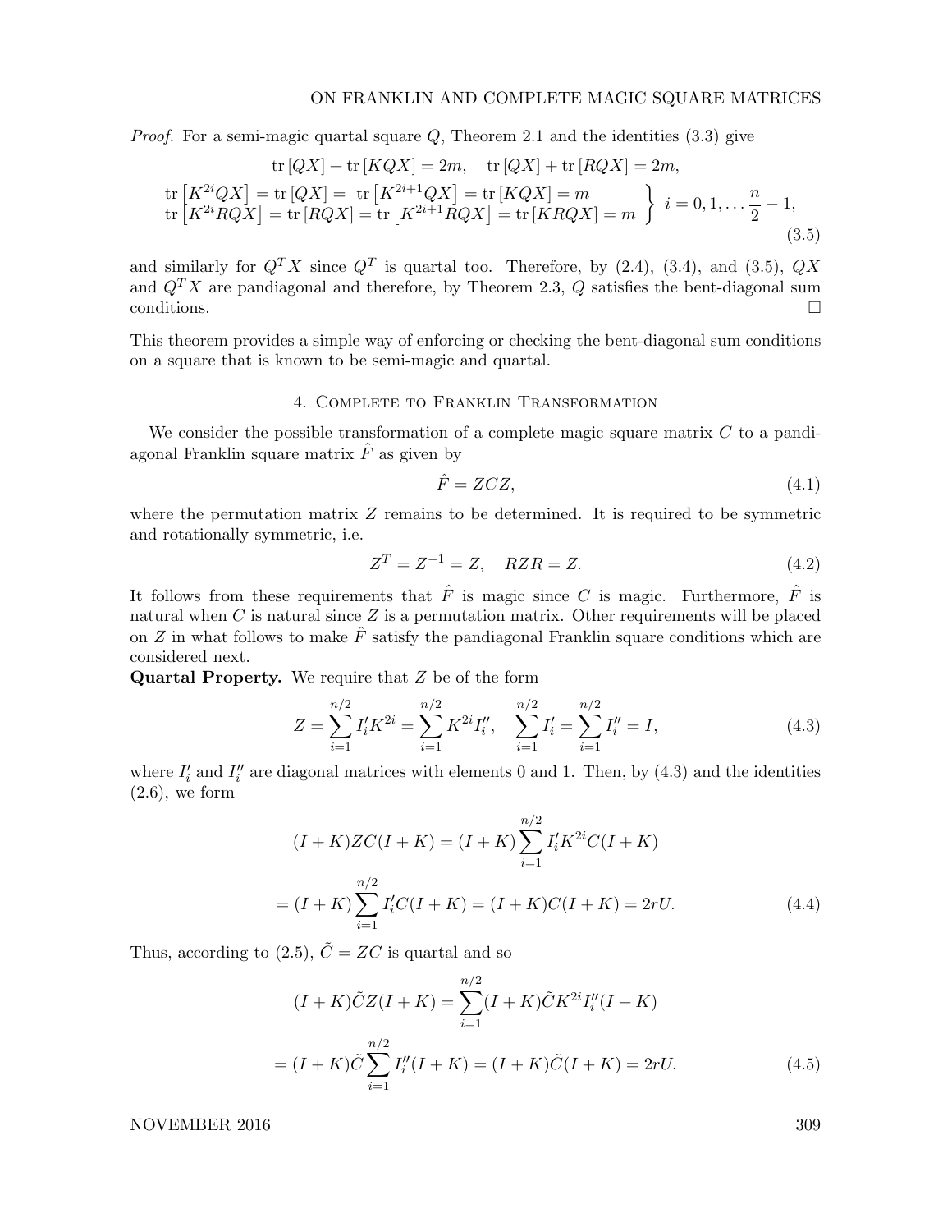*Proof.* For a semi-magic quartal square $Q$, Theorem 2.1 and the identities (3.3) give

$$\operatorname{tr}[QX] + \operatorname{tr}[KQX] = 2m, \quad \operatorname{tr}[QX] + \operatorname{tr}[RQX] = 2m,$$

$$\left.\begin{array}{l} \operatorname{tr}\left[K^{2i}QX\right] = \operatorname{tr}[QX] = \operatorname{tr}\left[K^{2i+1}QX\right] = \operatorname{tr}[KQX] = m \\ \operatorname{tr}\left[K^{2i}RQX\right] = \operatorname{tr}[RQX] = \operatorname{tr}\left[K^{2i+1}RQX\right] = \operatorname{tr}[KRQX] = m \end{array}\right\} \; i = 0, 1, \ldots \frac{n}{2} - 1, \tag{3.5}$$

and similarly for $Q^T X$ since $Q^T$ is quartal too. Therefore, by (2.4), (3.4), and (3.5), $QX$ and $Q^T X$ are pandiagonal and therefore, by Theorem 2.3, $Q$ satisfies the bent-diagonal sum conditions. $\square$

This theorem provides a simple way of enforcing or checking the bent-diagonal sum conditions on a square that is known to be semi-magic and quartal.

## 4. Complete to Franklin Transformation

We consider the possible transformation of a complete magic square matrix $C$ to a pandiagonal Franklin square matrix $\hat{F}$ as given by

$$\hat{F} = ZCZ, \tag{4.1}$$

where the permutation matrix $Z$ remains to be determined. It is required to be symmetric and rotationally symmetric, i.e.

$$Z^T = Z^{-1} = Z, \quad RZR = Z. \tag{4.2}$$

It follows from these requirements that $\hat{F}$ is magic since $C$ is magic. Furthermore, $\hat{F}$ is natural when $C$ is natural since $Z$ is a permutation matrix. Other requirements will be placed on $Z$ in what follows to make $\hat{F}$ satisfy the pandiagonal Franklin square conditions which are considered next.

**Quartal Property.** We require that $Z$ be of the form

$$Z = \sum_{i=1}^{n/2} I_i' K^{2i} = \sum_{i=1}^{n/2} K^{2i} I_i'', \quad \sum_{i=1}^{n/2} I_i' = \sum_{i=1}^{n/2} I_i'' = I, \tag{4.3}$$

where $I_i'$ and $I_i''$ are diagonal matrices with elements 0 and 1. Then, by (4.3) and the identities (2.6), we form

$$(I+K)ZC(I+K) = (I+K)\sum_{i=1}^{n/2} I_i' K^{2i} C(I+K)$$

$$= (I+K)\sum_{i=1}^{n/2} I_i' C(I+K) = (I+K)C(I+K) = 2rU. \tag{4.4}$$

Thus, according to (2.5), $\tilde{C} = ZC$ is quartal and so

$$(I+K)\tilde{C}Z(I+K) = \sum_{i=1}^{n/2} (I+K)\tilde{C}K^{2i}I_i''(I+K)$$

$$= (I+K)\tilde{C}\sum_{i=1}^{n/2} I_i''(I+K) = (I+K)\tilde{C}(I+K) = 2rU. \tag{4.5}$$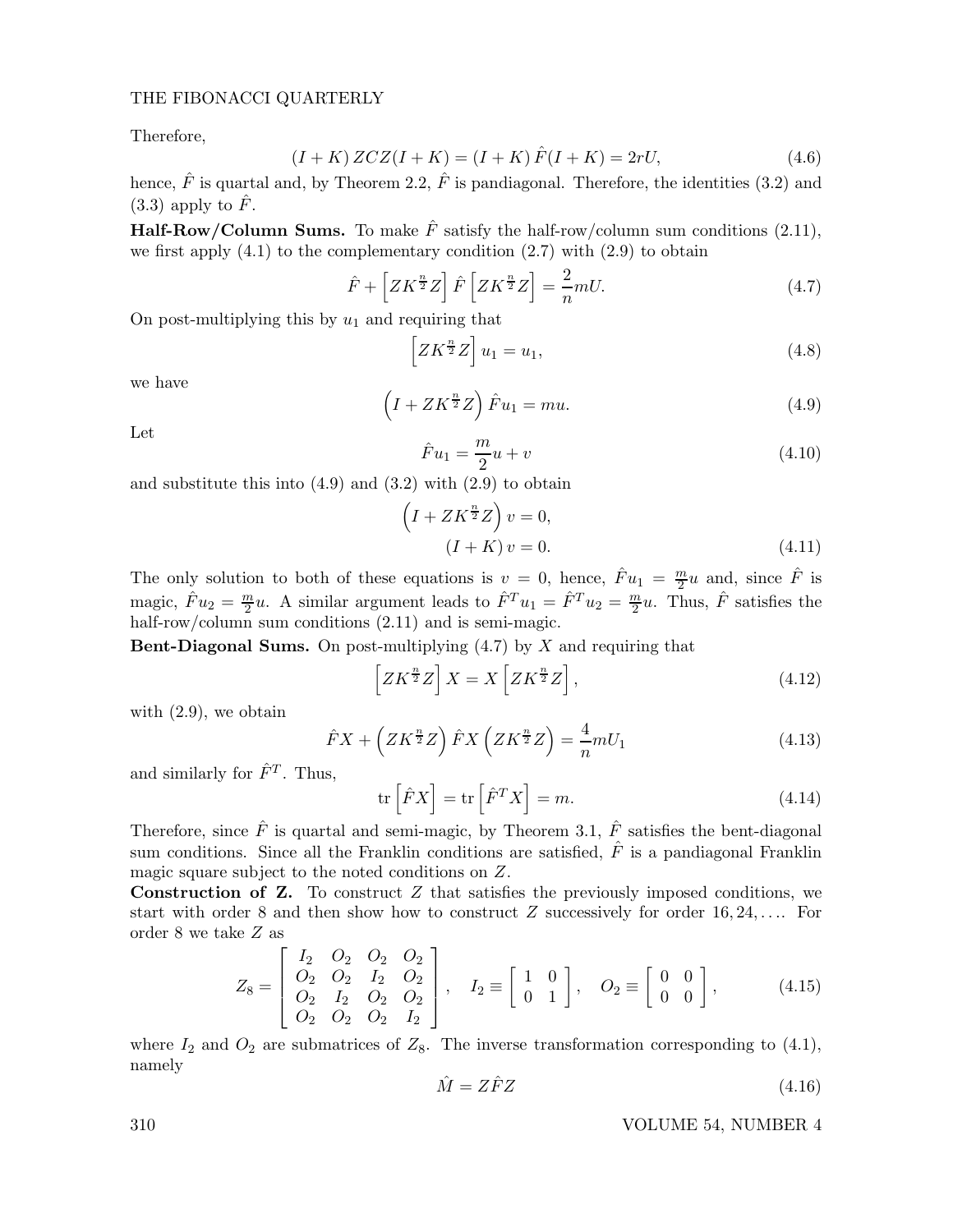Therefore,

$$(I + K)\, ZCZ(I + K) = (I + K)\, \hat{F}(I + K) = 2rU, \tag{4.6}$$

hence, $\hat{F}$ is quartal and, by Theorem 2.2, $\hat{F}$ is pandiagonal. Therefore, the identities (3.2) and (3.3) apply to $\hat{F}$.

**Half-Row/Column Sums.** To make $\hat{F}$ satisfy the half-row/column sum conditions (2.11), we first apply (4.1) to the complementary condition (2.7) with (2.9) to obtain

$$\hat{F} + \left[ZK^{\frac{n}{2}}Z\right] \hat{F} \left[ZK^{\frac{n}{2}}Z\right] = \frac{2}{n} mU. \tag{4.7}$$

On post-multiplying this by $u_1$ and requiring that

$$\left[ZK^{\frac{n}{2}}Z\right] u_1 = u_1, \tag{4.8}$$

we have

$$\left(I + ZK^{\frac{n}{2}}Z\right) \hat{F} u_1 = mu. \tag{4.9}$$

Let

$$\hat{F}u_1 = \frac{m}{2}u + v \tag{4.10}$$

and substitute this into (4.9) and (3.2) with (2.9) to obtain

$$\begin{aligned} \left(I + ZK^{\frac{n}{2}}Z\right) v &= 0, \\ (I + K)\, v &= 0. \end{aligned} \tag{4.11}$$

The only solution to both of these equations is $v = 0$, hence, $\hat{F}u_1 = \frac{m}{2}u$ and, since $\hat{F}$ is magic, $\hat{F}u_2 = \frac{m}{2}u$. A similar argument leads to $\hat{F}^T u_1 = \hat{F}^T u_2 = \frac{m}{2}u$. Thus, $\hat{F}$ satisfies the half-row/column sum conditions (2.11) and is semi-magic.

**Bent-Diagonal Sums.** On post-multiplying (4.7) by $X$ and requiring that

$$\left[ZK^{\frac{n}{2}}Z\right] X = X \left[ZK^{\frac{n}{2}}Z\right], \tag{4.12}$$

with (2.9), we obtain

$$\hat{F}X + \left(ZK^{\frac{n}{2}}Z\right) \hat{F}X \left(ZK^{\frac{n}{2}}Z\right) = \frac{4}{n} mU_1 \tag{4.13}$$

and similarly for $\hat{F}^T$. Thus,

$$\operatorname{tr}\left[\hat{F}X\right] = \operatorname{tr}\left[\hat{F}^T X\right] = m. \tag{4.14}$$

Therefore, since $\hat{F}$ is quartal and semi-magic, by Theorem 3.1, $\hat{F}$ satisfies the bent-diagonal sum conditions. Since all the Franklin conditions are satisfied, $\hat{F}$ is a pandiagonal Franklin magic square subject to the noted conditions on $Z$.

**Construction of Z.** To construct $Z$ that satisfies the previously imposed conditions, we start with order 8 and then show how to construct $Z$ successively for order $16, 24, \ldots$. For order 8 we take $Z$ as

$$Z_8 = \begin{bmatrix} I_2 & O_2 & O_2 & O_2 \\ O_2 & O_2 & I_2 & O_2 \\ O_2 & I_2 & O_2 & O_2 \\ O_2 & O_2 & O_2 & I_2 \end{bmatrix}, \quad I_2 \equiv \begin{bmatrix} 1 & 0 \\ 0 & 1 \end{bmatrix}, \quad O_2 \equiv \begin{bmatrix} 0 & 0 \\ 0 & 0 \end{bmatrix}, \tag{4.15}$$

where $I_2$ and $O_2$ are submatrices of $Z_8$. The inverse transformation corresponding to (4.1), namely

$$\hat{M} = Z\hat{F}Z \tag{4.16}$$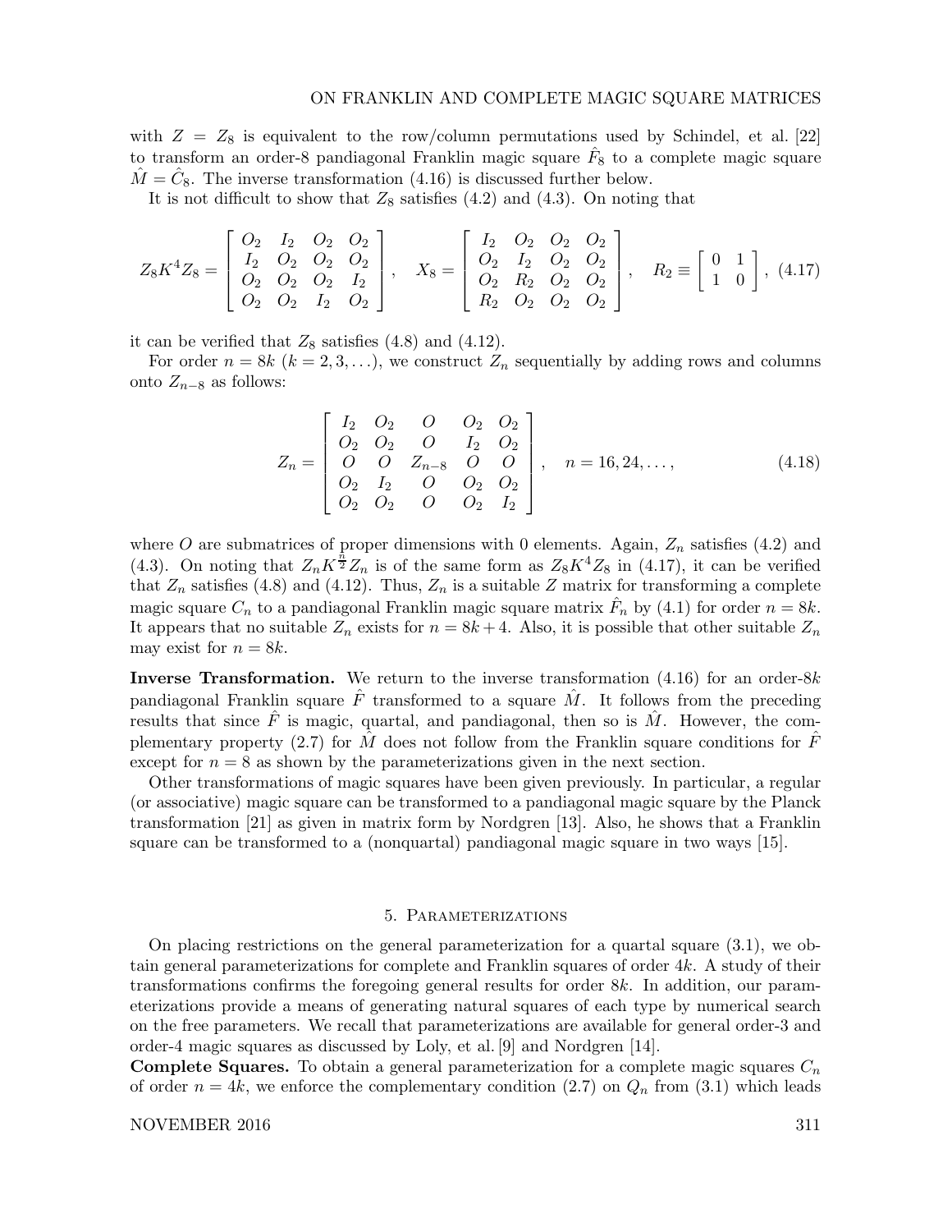with $Z = Z_8$ is equivalent to the row/column permutations used by Schindel, et al. [22] to transform an order-8 pandiagonal Franklin magic square $\hat{F}_8$ to a complete magic square $\hat{M} = \hat{C}_8$. The inverse transformation (4.16) is discussed further below.

It is not difficult to show that $Z_8$ satisfies (4.2) and (4.3). On noting that

$$Z_8 K^4 Z_8 = \begin{bmatrix} O_2 & I_2 & O_2 & O_2 \\ I_2 & O_2 & O_2 & O_2 \\ O_2 & O_2 & O_2 & I_2 \\ O_2 & O_2 & I_2 & O_2 \end{bmatrix}, \quad X_8 = \begin{bmatrix} I_2 & O_2 & O_2 & O_2 \\ O_2 & I_2 & O_2 & O_2 \\ O_2 & R_2 & O_2 & O_2 \\ R_2 & O_2 & O_2 & O_2 \end{bmatrix}, \quad R_2 \equiv \begin{bmatrix} 0 & 1 \\ 1 & 0 \end{bmatrix}, \tag{4.17}$$

it can be verified that $Z_8$ satisfies (4.8) and (4.12).

For order $n = 8k$ $(k = 2, 3, \ldots)$, we construct $Z_n$ sequentially by adding rows and columns onto $Z_{n-8}$ as follows:

$$Z_n = \begin{bmatrix} I_2 & O_2 & O & O_2 & O_2 \\ O_2 & O_2 & O & I_2 & O_2 \\ O & O & Z_{n-8} & O & O \\ O_2 & I_2 & O & O_2 & O_2 \\ O_2 & O_2 & O & O_2 & I_2 \end{bmatrix}, \quad n = 16, 24, \ldots, \tag{4.18}$$

where $O$ are submatrices of proper dimensions with 0 elements. Again, $Z_n$ satisfies (4.2) and (4.3). On noting that $Z_n K^{\frac{n}{2}} Z_n$ is of the same form as $Z_8 K^4 Z_8$ in (4.17), it can be verified that $Z_n$ satisfies (4.8) and (4.12). Thus, $Z_n$ is a suitable $Z$ matrix for transforming a complete magic square $C_n$ to a pandiagonal Franklin magic square matrix $\hat{F}_n$ by (4.1) for order $n = 8k$. It appears that no suitable $Z_n$ exists for $n = 8k + 4$. Also, it is possible that other suitable $Z_n$ may exist for $n = 8k$.

**Inverse Transformation.** We return to the inverse transformation (4.16) for an order-$8k$ pandiagonal Franklin square $\hat{F}$ transformed to a square $\hat{M}$. It follows from the preceding results that since $\hat{F}$ is magic, quartal, and pandiagonal, then so is $\hat{M}$. However, the complementary property (2.7) for $\hat{M}$ does not follow from the Franklin square conditions for $\hat{F}$ except for $n = 8$ as shown by the parameterizations given in the next section.

Other transformations of magic squares have been given previously. In particular, a regular (or associative) magic square can be transformed to a pandiagonal magic square by the Planck transformation [21] as given in matrix form by Nordgren [13]. Also, he shows that a Franklin square can be transformed to a (nonquartal) pandiagonal magic square in two ways [15].

## 5. Parameterizations

On placing restrictions on the general parameterization for a quartal square (3.1), we obtain general parameterizations for complete and Franklin squares of order $4k$. A study of their transformations confirms the foregoing general results for order $8k$. In addition, our parameterizations provide a means of generating natural squares of each type by numerical search on the free parameters. We recall that parameterizations are available for general order-3 and order-4 magic squares as discussed by Loly, et al. [9] and Nordgren [14].

**Complete Squares.** To obtain a general parameterization for a complete magic squares $C_n$ of order $n = 4k$, we enforce the complementary condition (2.7) on $Q_n$ from (3.1) which leads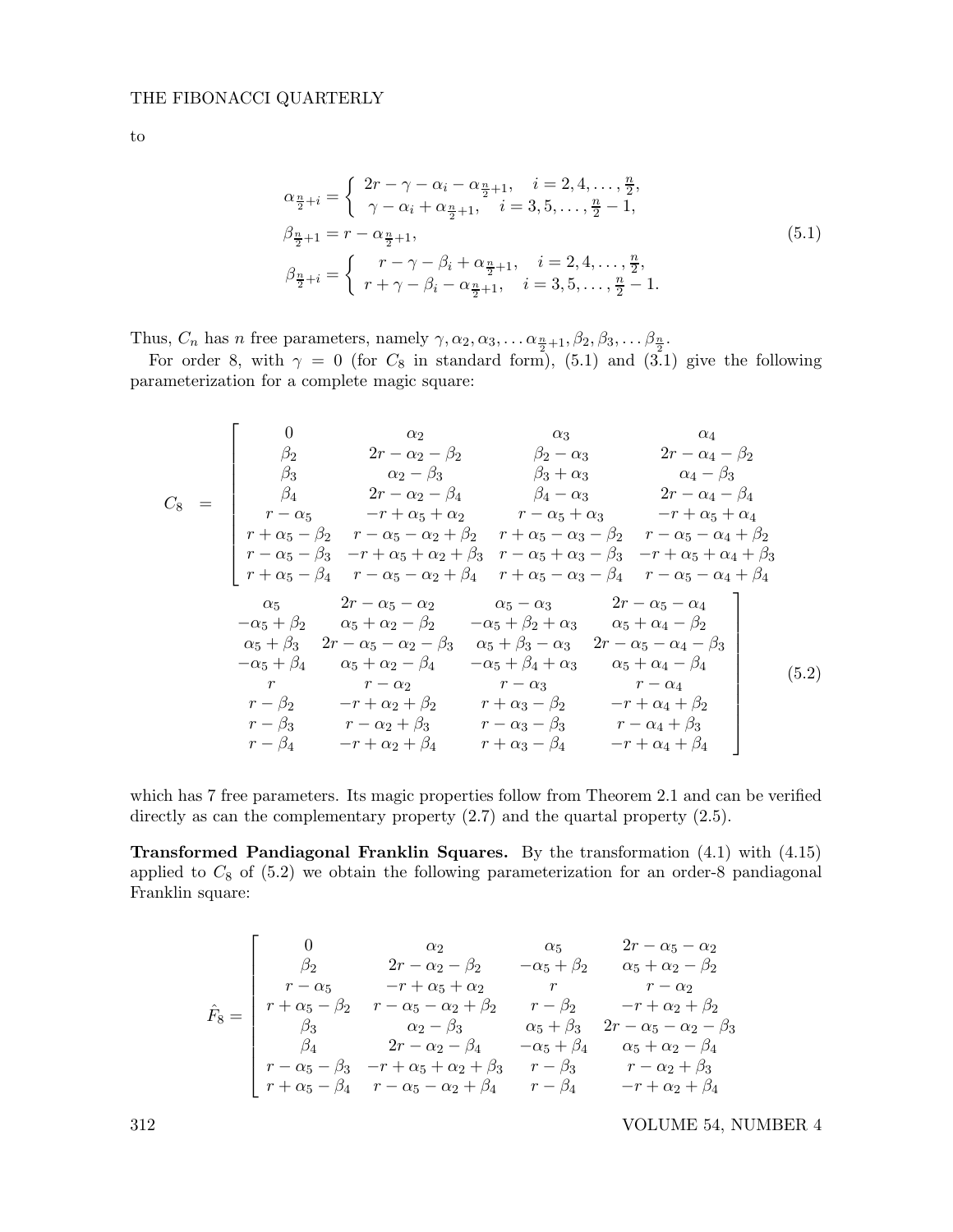to

$$
\begin{aligned}
\alpha_{\frac{n}{2}+i} &= \begin{cases} 2r-\gamma-\alpha_i-\alpha_{\frac{n}{2}+1}, & i=2,4,\ldots,\frac{n}{2}, \\ \gamma-\alpha_i+\alpha_{\frac{n}{2}+1}, & i=3,5,\ldots,\frac{n}{2}-1, \end{cases} \\
\beta_{\frac{n}{2}+1} &= r-\alpha_{\frac{n}{2}+1}, \\
\beta_{\frac{n}{2}+i} &= \begin{cases} r-\gamma-\beta_i+\alpha_{\frac{n}{2}+1}, & i=2,4,\ldots,\frac{n}{2}, \\ r+\gamma-\beta_i-\alpha_{\frac{n}{2}+1}, & i=3,5,\ldots,\frac{n}{2}-1. \end{cases}
\end{aligned} \tag{5.1}
$$

Thus, $C_n$ has $n$ free parameters, namely $\gamma, \alpha_2, \alpha_3, \ldots \alpha_{\frac{n}{2}+1}, \beta_2, \beta_3, \ldots \beta_{\frac{n}{2}}$.

For order 8, with $\gamma = 0$ (for $C_8$ in standard form), (5.1) and (3.1) give the following parameterization for a complete magic square:

$$
C_8 = \left[\begin{array}{cccc}
0 & \alpha_2 & \alpha_3 & \alpha_4 \\
\beta_2 & 2r-\alpha_2-\beta_2 & \beta_2-\alpha_3 & 2r-\alpha_4-\beta_2 \\
\beta_3 & \alpha_2-\beta_3 & \beta_3+\alpha_3 & \alpha_4-\beta_3 \\
\beta_4 & 2r-\alpha_2-\beta_4 & \beta_4-\alpha_3 & 2r-\alpha_4-\beta_4 \\
r-\alpha_5 & -r+\alpha_5+\alpha_2 & r-\alpha_5+\alpha_3 & -r+\alpha_5+\alpha_4 \\
r+\alpha_5-\beta_2 & r-\alpha_5-\alpha_2+\beta_2 & r+\alpha_5-\alpha_3-\beta_2 & r-\alpha_5-\alpha_4+\beta_2 \\
r-\alpha_5-\beta_3 & -r+\alpha_5+\alpha_2+\beta_3 & r-\alpha_5+\alpha_3-\beta_3 & -r+\alpha_5+\alpha_4+\beta_3 \\
r+\alpha_5-\beta_4 & r-\alpha_5-\alpha_2+\beta_4 & r+\alpha_5-\alpha_3-\beta_4 & r-\alpha_5-\alpha_4+\beta_4
\end{array}\right.
$$

$$
\left.\begin{array}{cccc}
\alpha_5 & 2r-\alpha_5-\alpha_2 & \alpha_5-\alpha_3 & 2r-\alpha_5-\alpha_4 \\
-\alpha_5+\beta_2 & \alpha_5+\alpha_2-\beta_2 & -\alpha_5+\beta_2+\alpha_3 & \alpha_5+\alpha_4-\beta_2 \\
\alpha_5+\beta_3 & 2r-\alpha_5-\alpha_2-\beta_3 & \alpha_5+\beta_3-\alpha_3 & 2r-\alpha_5-\alpha_4-\beta_3 \\
-\alpha_5+\beta_4 & \alpha_5+\alpha_2-\beta_4 & -\alpha_5+\beta_4+\alpha_3 & \alpha_5+\alpha_4-\beta_4 \\
r & r-\alpha_2 & r-\alpha_3 & r-\alpha_4 \\
r-\beta_2 & -r+\alpha_2+\beta_2 & r+\alpha_3-\beta_2 & -r+\alpha_4+\beta_2 \\
r-\beta_3 & r-\alpha_2+\beta_3 & r-\alpha_3-\beta_3 & r-\alpha_4+\beta_3 \\
r-\beta_4 & -r+\alpha_2+\beta_4 & r+\alpha_3-\beta_4 & -r+\alpha_4+\beta_4
\end{array}\right] \tag{5.2}
$$

which has 7 free parameters. Its magic properties follow from Theorem 2.1 and can be verified directly as can the complementary property (2.7) and the quartal property (2.5).

**Transformed Pandiagonal Franklin Squares.** By the transformation (4.1) with (4.15) applied to $C_8$ of (5.2) we obtain the following parameterization for an order-8 pandiagonal Franklin square:

$$
\hat{F}_8 = \left[\begin{array}{cccc}
0 & \alpha_2 & \alpha_5 & 2r-\alpha_5-\alpha_2 \\
\beta_2 & 2r-\alpha_2-\beta_2 & -\alpha_5+\beta_2 & \alpha_5+\alpha_2-\beta_2 \\
r-\alpha_5 & -r+\alpha_5+\alpha_2 & r & r-\alpha_2 \\
r+\alpha_5-\beta_2 & r-\alpha_5-\alpha_2+\beta_2 & r-\beta_2 & -r+\alpha_2+\beta_2 \\
\beta_3 & \alpha_2-\beta_3 & \alpha_5+\beta_3 & 2r-\alpha_5-\alpha_2-\beta_3 \\
\beta_4 & 2r-\alpha_2-\beta_4 & -\alpha_5+\beta_4 & \alpha_5+\alpha_2-\beta_4 \\
r-\alpha_5-\beta_3 & -r+\alpha_5+\alpha_2+\beta_3 & r-\beta_3 & r-\alpha_2+\beta_3 \\
r+\alpha_5-\beta_4 & r-\alpha_5-\alpha_2+\beta_4 & r-\beta_4 & -r+\alpha_2+\beta_4
\end{array}\right.
$$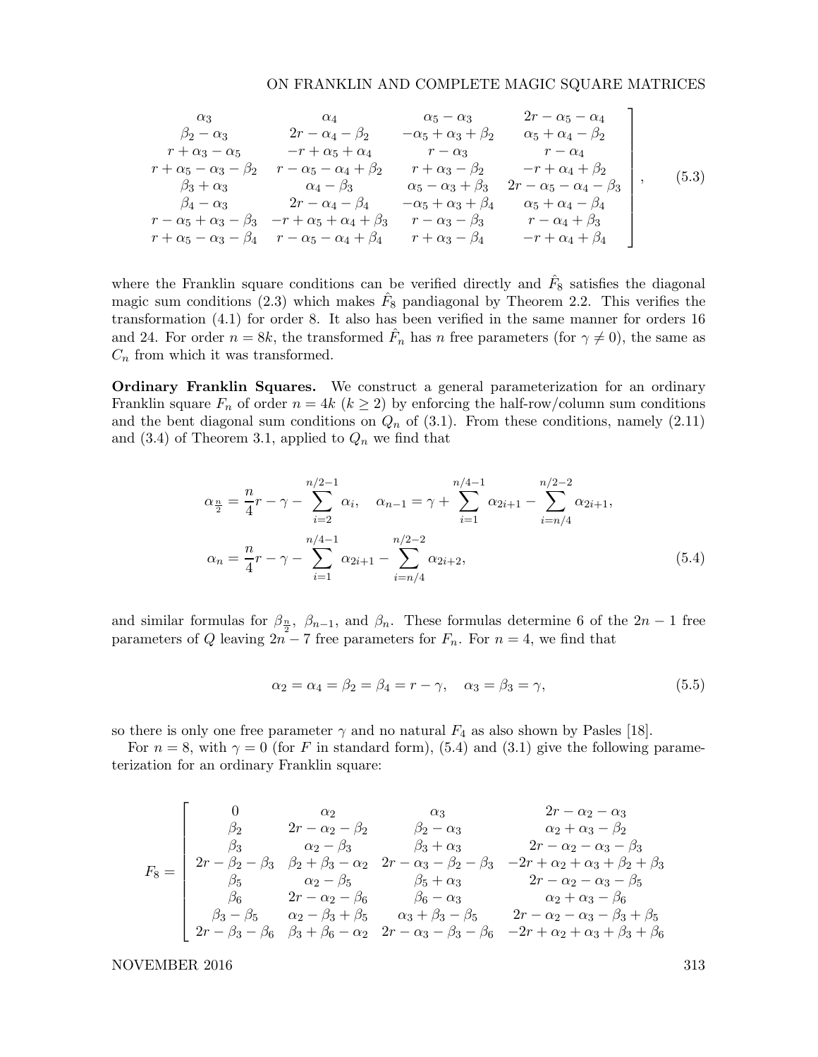$$
\left.\begin{array}{cccc}
\alpha_3 & \alpha_4 & \alpha_5-\alpha_3 & 2r-\alpha_5-\alpha_4 \\
\beta_2-\alpha_3 & 2r-\alpha_4-\beta_2 & -\alpha_5+\alpha_3+\beta_2 & \alpha_5+\alpha_4-\beta_2 \\
r+\alpha_3-\alpha_5 & -r+\alpha_5+\alpha_4 & r-\alpha_3 & r-\alpha_4 \\
r+\alpha_5-\alpha_3-\beta_2 & r-\alpha_5-\alpha_4+\beta_2 & r+\alpha_3-\beta_2 & -r+\alpha_4+\beta_2 \\
\beta_3+\alpha_3 & \alpha_4-\beta_3 & \alpha_5-\alpha_3+\beta_3 & 2r-\alpha_5-\alpha_4-\beta_3 \\
\beta_4-\alpha_3 & 2r-\alpha_4-\beta_4 & -\alpha_5+\alpha_3+\beta_4 & \alpha_5+\alpha_4-\beta_4 \\
r-\alpha_5+\alpha_3-\beta_3 & -r+\alpha_5+\alpha_4+\beta_3 & r-\alpha_3-\beta_3 & r-\alpha_4+\beta_3 \\
r+\alpha_5-\alpha_3-\beta_4 & r-\alpha_5-\alpha_4+\beta_4 & r+\alpha_3-\beta_4 & -r+\alpha_4+\beta_4
\end{array}\right], \tag{5.3}
$$

where the Franklin square conditions can be verified directly and $\hat{F}_8$ satisfies the diagonal magic sum conditions (2.3) which makes $\hat{F}_8$ pandiagonal by Theorem 2.2. This verifies the transformation (4.1) for order 8. It also has been verified in the same manner for orders 16 and 24. For order $n = 8k$, the transformed $\hat{F}_n$ has $n$ free parameters (for $\gamma \neq 0$), the same as $C_n$ from which it was transformed.

**Ordinary Franklin Squares.** We construct a general parameterization for an ordinary Franklin square $F_n$ of order $n = 4k$ ($k \geq 2$) by enforcing the half-row/column sum conditions and the bent diagonal sum conditions on $Q_n$ of (3.1). From these conditions, namely (2.11) and (3.4) of Theorem 3.1, applied to $Q_n$ we find that

$$
\alpha_{\frac{n}{2}} = \frac{n}{4}r - \gamma - \sum_{i=2}^{n/2-1} \alpha_i, \quad \alpha_{n-1} = \gamma + \sum_{i=1}^{n/4-1} \alpha_{2i+1} - \sum_{i=n/4}^{n/2-2} \alpha_{2i+1},
$$
$$
\alpha_n = \frac{n}{4}r - \gamma - \sum_{i=1}^{n/4-1} \alpha_{2i+1} - \sum_{i=n/4}^{n/2-2} \alpha_{2i+2}, \tag{5.4}
$$

and similar formulas for $\beta_{\frac{n}{2}}$, $\beta_{n-1}$, and $\beta_n$. These formulas determine 6 of the $2n-1$ free parameters of $Q$ leaving $2n-7$ free parameters for $F_n$. For $n = 4$, we find that

$$
\alpha_2 = \alpha_4 = \beta_2 = \beta_4 = r - \gamma, \quad \alpha_3 = \beta_3 = \gamma, \tag{5.5}
$$

so there is only one free parameter $\gamma$ and no natural $F_4$ as also shown by Pasles [18].

For $n = 8$, with $\gamma = 0$ (for $F$ in standard form), (5.4) and (3.1) give the following parameterization for an ordinary Franklin square:

$$
F_8 = \left[\begin{array}{cccc}
0 & \alpha_2 & \alpha_3 & 2r-\alpha_2-\alpha_3 \\
\beta_2 & 2r-\alpha_2-\beta_2 & \beta_2-\alpha_3 & \alpha_2+\alpha_3-\beta_2 \\
\beta_3 & \alpha_2-\beta_3 & \beta_3+\alpha_3 & 2r-\alpha_2-\alpha_3-\beta_3 \\
2r-\beta_2-\beta_3 & \beta_2+\beta_3-\alpha_2 & 2r-\alpha_3-\beta_2-\beta_3 & -2r+\alpha_2+\alpha_3+\beta_2+\beta_3 \\
\beta_5 & \alpha_2-\beta_5 & \beta_5+\alpha_3 & 2r-\alpha_2-\alpha_3-\beta_5 \\
\beta_6 & 2r-\alpha_2-\beta_6 & \beta_6-\alpha_3 & \alpha_2+\alpha_3-\beta_6 \\
\beta_3-\beta_5 & \alpha_2-\beta_3+\beta_5 & \alpha_3+\beta_3-\beta_5 & 2r-\alpha_2-\alpha_3-\beta_3+\beta_5 \\
2r-\beta_3-\beta_6 & \beta_3+\beta_6-\alpha_2 & 2r-\alpha_3-\beta_3-\beta_6 & -2r+\alpha_2+\alpha_3+\beta_3+\beta_6
\end{array}\right.
$$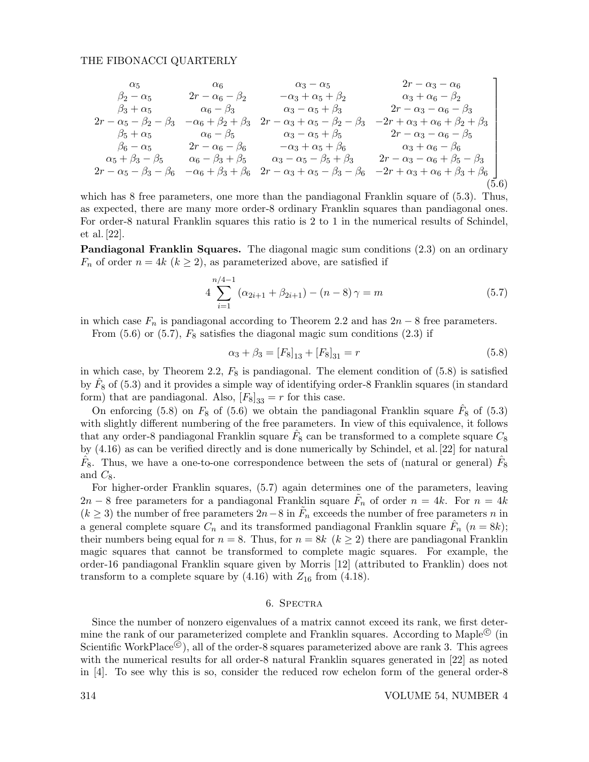$$
\left.\begin{matrix}
\alpha_5 & \alpha_6 & \alpha_3-\alpha_5 & 2r-\alpha_3-\alpha_6 \\
\beta_2-\alpha_5 & 2r-\alpha_6-\beta_2 & -\alpha_3+\alpha_5+\beta_2 & \alpha_3+\alpha_6-\beta_2 \\
\beta_3+\alpha_5 & \alpha_6-\beta_3 & \alpha_3-\alpha_5+\beta_3 & 2r-\alpha_3-\alpha_6-\beta_3 \\
2r-\alpha_5-\beta_2-\beta_3 & -\alpha_6+\beta_2+\beta_3 & 2r-\alpha_3+\alpha_5-\beta_2-\beta_3 & -2r+\alpha_3+\alpha_6+\beta_2+\beta_3 \\
\beta_5+\alpha_5 & \alpha_6-\beta_5 & \alpha_3-\alpha_5+\beta_5 & 2r-\alpha_3-\alpha_6-\beta_5 \\
\beta_6-\alpha_5 & 2r-\alpha_6-\beta_6 & -\alpha_3+\alpha_5+\beta_6 & \alpha_3+\alpha_6-\beta_6 \\
\alpha_5+\beta_3-\beta_5 & \alpha_6-\beta_3+\beta_5 & \alpha_3-\alpha_5-\beta_5+\beta_3 & 2r-\alpha_3-\alpha_6+\beta_5-\beta_3 \\
2r-\alpha_5-\beta_3-\beta_6 & -\alpha_6+\beta_3+\beta_6 & 2r-\alpha_3+\alpha_5-\beta_3-\beta_6 & -2r+\alpha_3+\alpha_6+\beta_3+\beta_6
\end{matrix}\right] \tag{5.6}
$$

which has 8 free parameters, one more than the pandiagonal Franklin square of (5.3). Thus, as expected, there are many more order-8 ordinary Franklin squares than pandiagonal ones. For order-8 natural Franklin squares this ratio is 2 to 1 in the numerical results of Schindel, et al. [22].

**Pandiagonal Franklin Squares.** The diagonal magic sum conditions (2.3) on an ordinary $F_n$ of order $n = 4k$ $(k \geq 2)$, as parameterized above, are satisfied if

$$
4 \sum_{i=1}^{n/4-1} (\alpha_{2i+1} + \beta_{2i+1}) - (n-8)\,\gamma = m \tag{5.7}
$$

in which case $F_n$ is pandiagonal according to Theorem 2.2 and has $2n-8$ free parameters.

From (5.6) or (5.7), $F_8$ satisfies the diagonal magic sum conditions (2.3) if

$$
\alpha_3 + \beta_3 = [F_8]_{13} + [F_8]_{31} = r \tag{5.8}
$$

in which case, by Theorem 2.2, $F_8$ is pandiagonal. The element condition of (5.8) is satisfied by $\hat{F}_8$ of (5.3) and it provides a simple way of identifying order-8 Franklin squares (in standard form) that are pandiagonal. Also, $[F_8]_{33} = r$ for this case.

On enforcing (5.8) on $F_8$ of (5.6) we obtain the pandiagonal Franklin square $\hat{F}_8$ of (5.3) with slightly different numbering of the free parameters. In view of this equivalence, it follows that any order-8 pandiagonal Franklin square $\hat{F}_8$ can be transformed to a complete square $C_8$ by (4.16) as can be verified directly and is done numerically by Schindel, et al. [22] for natural $\hat{F}_8$. Thus, we have a one-to-one correspondence between the sets of (natural or general) $\hat{F}_8$ and $C_8$.

For higher-order Franklin squares, (5.7) again determines one of the parameters, leaving $2n-8$ free parameters for a pandiagonal Franklin square $\tilde{F}_n$ of order $n = 4k$. For $n = 4k$ $(k \geq 3)$ the number of free parameters $2n-8$ in $\tilde{F}_n$ exceeds the number of free parameters $n$ in a general complete square $C_n$ and its transformed pandiagonal Franklin square $\hat{F}_n$ $(n = 8k)$; their numbers being equal for $n = 8$. Thus, for $n = 8k$ $(k \geq 2)$ there are pandiagonal Franklin magic squares that cannot be transformed to complete magic squares. For example, the order-16 pandiagonal Franklin square given by Morris [12] (attributed to Franklin) does not transform to a complete square by (4.16) with $Z_{16}$ from (4.18).

## 6. Spectra

Since the number of nonzero eigenvalues of a matrix cannot exceed its rank, we first determine the rank of our parameterized complete and Franklin squares. According to Maple© (in Scientific WorkPlace©), all of the order-8 squares parameterized above are rank 3. This agrees with the numerical results for all order-8 natural Franklin squares generated in [22] as noted in [4]. To see why this is so, consider the reduced row echelon form of the general order-8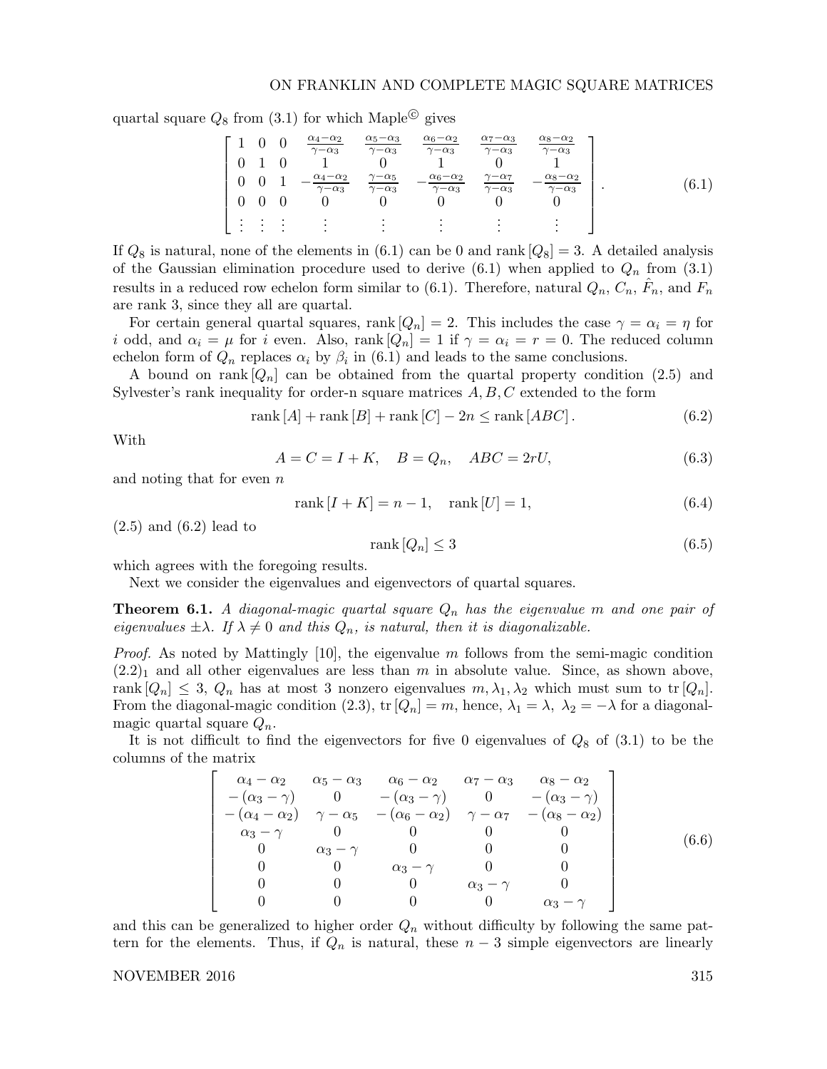quartal square $Q_8$ from (3.1) for which Maple© gives

$$\begin{bmatrix} 1 & 0 & 0 & \frac{\alpha_4-\alpha_2}{\gamma-\alpha_3} & \frac{\alpha_5-\alpha_3}{\gamma-\alpha_3} & \frac{\alpha_6-\alpha_2}{\gamma-\alpha_3} & \frac{\alpha_7-\alpha_3}{\gamma-\alpha_3} & \frac{\alpha_8-\alpha_2}{\gamma-\alpha_3} \\ 0 & 1 & 0 & 1 & 0 & 1 & 0 & 1 \\ 0 & 0 & 1 & -\frac{\alpha_4-\alpha_2}{\gamma-\alpha_3} & \frac{\gamma-\alpha_5}{\gamma-\alpha_3} & -\frac{\alpha_6-\alpha_2}{\gamma-\alpha_3} & \frac{\gamma-\alpha_7}{\gamma-\alpha_3} & -\frac{\alpha_8-\alpha_2}{\gamma-\alpha_3} \\ 0 & 0 & 0 & 0 & 0 & 0 & 0 & 0 \\ \vdots & \vdots & \vdots & \vdots & \vdots & \vdots & \vdots & \vdots \end{bmatrix}. \tag{6.1}$$

If $Q_8$ is natural, none of the elements in (6.1) can be 0 and $\operatorname{rank}[Q_8] = 3$. A detailed analysis of the Gaussian elimination procedure used to derive (6.1) when applied to $Q_n$ from (3.1) results in a reduced row echelon form similar to (6.1). Therefore, natural $Q_n$, $C_n$, $\hat{F}_n$, and $F_n$ are rank 3, since they all are quartal.

For certain general quartal squares, $\operatorname{rank}[Q_n] = 2$. This includes the case $\gamma = \alpha_i = \eta$ for $i$ odd, and $\alpha_i = \mu$ for $i$ even. Also, $\operatorname{rank}[Q_n] = 1$ if $\gamma = \alpha_i = r = 0$. The reduced column echelon form of $Q_n$ replaces $\alpha_i$ by $\beta_i$ in (6.1) and leads to the same conclusions.

A bound on $\operatorname{rank}[Q_n]$ can be obtained from the quartal property condition (2.5) and Sylvester's rank inequality for order-n square matrices $A, B, C$ extended to the form

$$\operatorname{rank}[A] + \operatorname{rank}[B] + \operatorname{rank}[C] - 2n \leq \operatorname{rank}[ABC]. \tag{6.2}$$

With

$$A = C = I + K, \quad B = Q_n, \quad ABC = 2rU, \tag{6.3}$$

and noting that for even $n$

$$\operatorname{rank}[I + K] = n - 1, \quad \operatorname{rank}[U] = 1, \tag{6.4}$$

(2.5) and (6.2) lead to

$$\operatorname{rank}[Q_n] \leq 3 \tag{6.5}$$

which agrees with the foregoing results.

Next we consider the eigenvalues and eigenvectors of quartal squares.

**Theorem 6.1.** *A diagonal-magic quartal square $Q_n$ has the eigenvalue $m$ and one pair of eigenvalues $\pm\lambda$. If $\lambda \neq 0$ and this $Q_n$, is natural, then it is diagonalizable.*

*Proof.* As noted by Mattingly [10], the eigenvalue $m$ follows from the semi-magic condition $(2.2)_1$ and all other eigenvalues are less than $m$ in absolute value. Since, as shown above, $\operatorname{rank}[Q_n] \leq 3$, $Q_n$ has at most 3 nonzero eigenvalues $m, \lambda_1, \lambda_2$ which must sum to $\operatorname{tr}[Q_n]$. From the diagonal-magic condition (2.3), $\operatorname{tr}[Q_n] = m$, hence, $\lambda_1 = \lambda$, $\lambda_2 = -\lambda$ for a diagonal-magic quartal square $Q_n$.

It is not difficult to find the eigenvectors for five 0 eigenvalues of $Q_8$ of (3.1) to be the columns of the matrix

$$\begin{bmatrix} \alpha_4 - \alpha_2 & \alpha_5 - \alpha_3 & \alpha_6 - \alpha_2 & \alpha_7 - \alpha_3 & \alpha_8 - \alpha_2 \\ -(\alpha_3 - \gamma) & 0 & -(\alpha_3 - \gamma) & 0 & -(\alpha_3 - \gamma) \\ -(\alpha_4 - \alpha_2) & \gamma - \alpha_5 & -(\alpha_6 - \alpha_2) & \gamma - \alpha_7 & -(\alpha_8 - \alpha_2) \\ \alpha_3 - \gamma & 0 & 0 & 0 & 0 \\ 0 & \alpha_3 - \gamma & 0 & 0 & 0 \\ 0 & 0 & \alpha_3 - \gamma & 0 & 0 \\ 0 & 0 & 0 & \alpha_3 - \gamma & 0 \\ 0 & 0 & 0 & 0 & \alpha_3 - \gamma \end{bmatrix} \tag{6.6}$$

and this can be generalized to higher order $Q_n$ without difficulty by following the same pattern for the elements. Thus, if $Q_n$ is natural, these $n - 3$ simple eigenvectors are linearly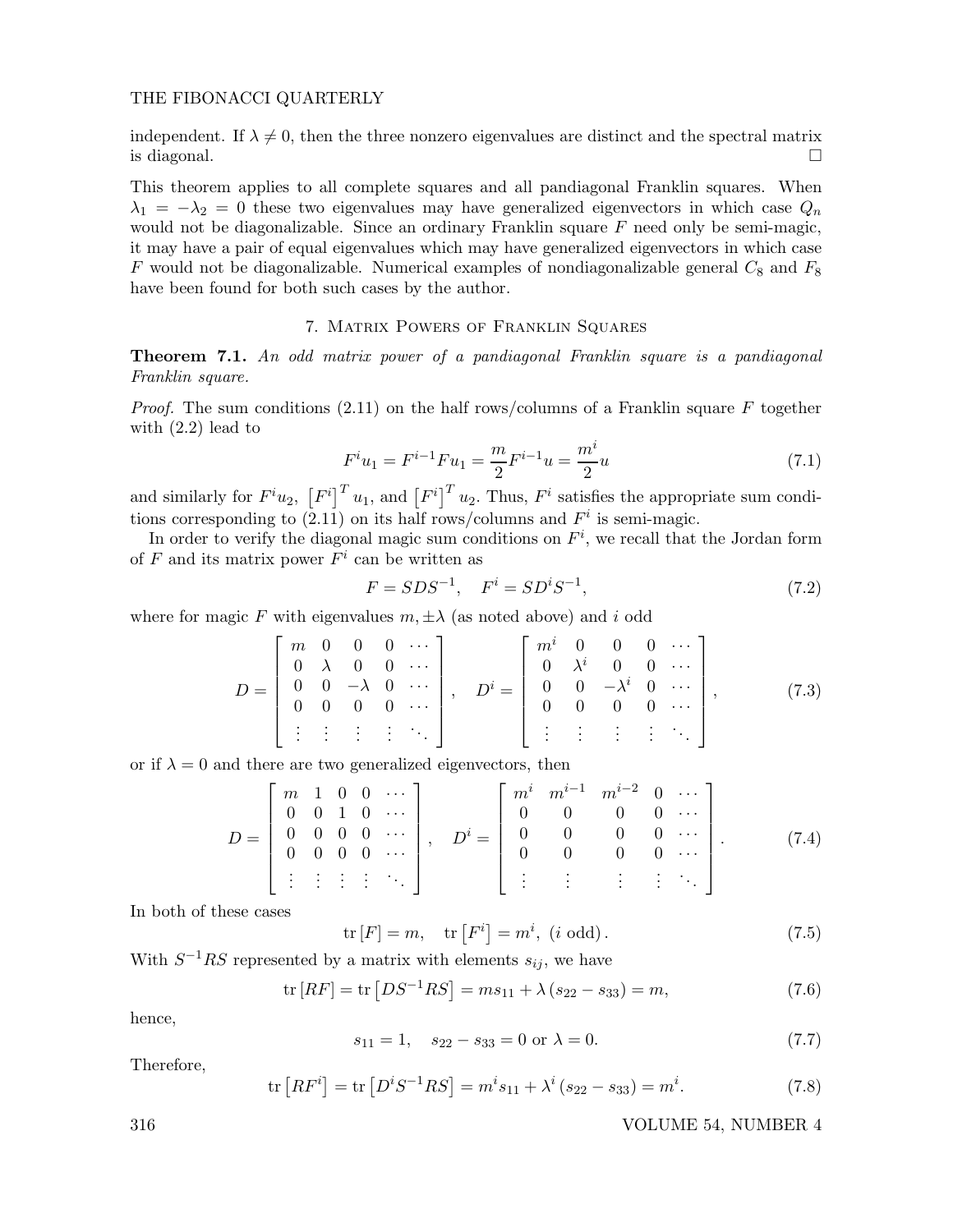independent. If $\lambda \neq 0$, then the three nonzero eigenvalues are distinct and the spectral matrix is diagonal. $\square$

This theorem applies to all complete squares and all pandiagonal Franklin squares. When $\lambda_1 = -\lambda_2 = 0$ these two eigenvalues may have generalized eigenvectors in which case $Q_n$ would not be diagonalizable. Since an ordinary Franklin square $F$ need only be semi-magic, it may have a pair of equal eigenvalues which may have generalized eigenvectors in which case $F$ would not be diagonalizable. Numerical examples of nondiagonalizable general $C_8$ and $F_8$ have been found for both such cases by the author.

## 7. Matrix Powers of Franklin Squares

**Theorem 7.1.** *An odd matrix power of a pandiagonal Franklin square is a pandiagonal Franklin square.*

*Proof.* The sum conditions (2.11) on the half rows/columns of a Franklin square $F$ together with (2.2) lead to

$$F^i u_1 = F^{i-1} F u_1 = \frac{m}{2} F^{i-1} u = \frac{m^i}{2} u \tag{7.1}$$

and similarly for $F^i u_2$, $\left[F^i\right]^T u_1$, and $\left[F^i\right]^T u_2$. Thus, $F^i$ satisfies the appropriate sum conditions corresponding to (2.11) on its half rows/columns and $F^i$ is semi-magic.

In order to verify the diagonal magic sum conditions on $F^i$, we recall that the Jordan form of $F$ and its matrix power $F^i$ can be written as

$$F = SDS^{-1}, \quad F^i = SD^iS^{-1}, \tag{7.2}$$

where for magic $F$ with eigenvalues $m, \pm\lambda$ (as noted above) and $i$ odd

$$D = \begin{bmatrix} m & 0 & 0 & 0 & \cdots \\ 0 & \lambda & 0 & 0 & \cdots \\ 0 & 0 & -\lambda & 0 & \cdots \\ 0 & 0 & 0 & 0 & \cdots \\ \vdots & \vdots & \vdots & \vdots & \ddots \end{bmatrix}, \quad D^i = \begin{bmatrix} m^i & 0 & 0 & 0 & \cdots \\ 0 & \lambda^i & 0 & 0 & \cdots \\ 0 & 0 & -\lambda^i & 0 & \cdots \\ 0 & 0 & 0 & 0 & \cdots \\ \vdots & \vdots & \vdots & \vdots & \ddots \end{bmatrix}, \tag{7.3}$$

or if $\lambda = 0$ and there are two generalized eigenvectors, then

$$D = \begin{bmatrix} m & 1 & 0 & 0 & \cdots \\ 0 & 0 & 1 & 0 & \cdots \\ 0 & 0 & 0 & 0 & \cdots \\ 0 & 0 & 0 & 0 & \cdots \\ \vdots & \vdots & \vdots & \vdots & \ddots \end{bmatrix}, \quad D^i = \begin{bmatrix} m^i & m^{i-1} & m^{i-2} & 0 & \cdots \\ 0 & 0 & 0 & 0 & \cdots \\ 0 & 0 & 0 & 0 & \cdots \\ 0 & 0 & 0 & 0 & \cdots \\ \vdots & \vdots & \vdots & \vdots & \ddots \end{bmatrix}. \tag{7.4}$$

In both of these cases

$$\operatorname{tr}[F] = m, \quad \operatorname{tr}\left[F^i\right] = m^i, \ (i \text{ odd}). \tag{7.5}$$

With $S^{-1}RS$ represented by a matrix with elements $s_{ij}$, we have

$$\operatorname{tr}[RF] = \operatorname{tr}\left[DS^{-1}RS\right] = ms_{11} + \lambda\left(s_{22} - s_{33}\right) = m, \tag{7.6}$$

hence,

$$s_{11} = 1, \quad s_{22} - s_{33} = 0 \text{ or } \lambda = 0. \tag{7.7}$$

Therefore,

$$\operatorname{tr}\left[RF^i\right] = \operatorname{tr}\left[D^iS^{-1}RS\right] = m^i s_{11} + \lambda^i\left(s_{22} - s_{33}\right) = m^i. \tag{7.8}$$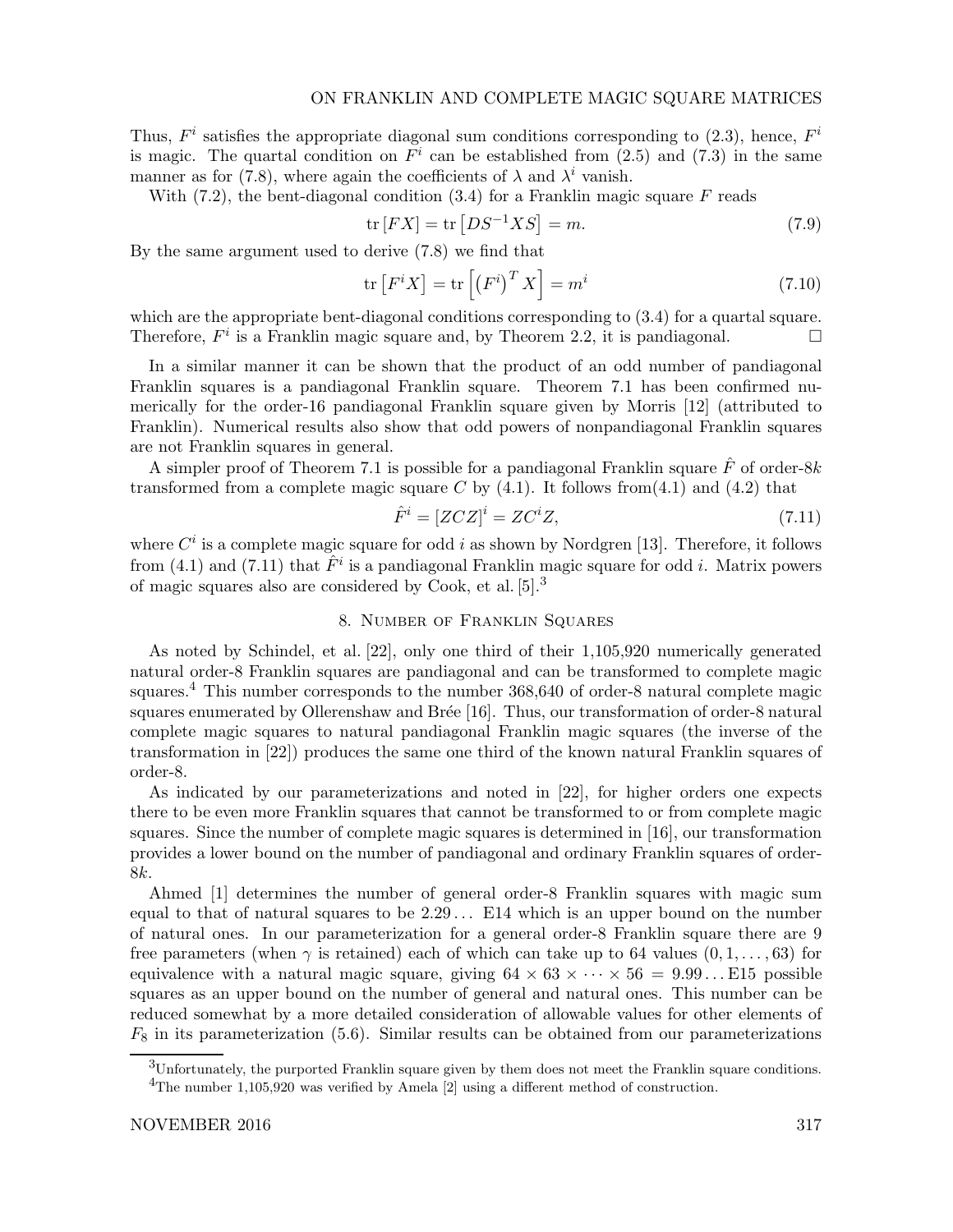Thus, $F^i$ satisfies the appropriate diagonal sum conditions corresponding to (2.3), hence, $F^i$ is magic. The quartal condition on $F^i$ can be established from (2.5) and (7.3) in the same manner as for (7.8), where again the coefficients of $\lambda$ and $\lambda^i$ vanish.

With (7.2), the bent-diagonal condition (3.4) for a Franklin magic square $F$ reads

$$\operatorname{tr}[FX] = \operatorname{tr}\left[DS^{-1}XS\right] = m. \tag{7.9}$$

By the same argument used to derive (7.8) we find that

$$\operatorname{tr}\left[F^i X\right] = \operatorname{tr}\left[\left(F^i\right)^T X\right] = m^i \tag{7.10}$$

which are the appropriate bent-diagonal conditions corresponding to (3.4) for a quartal square. Therefore, $F^i$ is a Franklin magic square and, by Theorem 2.2, it is pandiagonal. $\square$

In a similar manner it can be shown that the product of an odd number of pandiagonal Franklin squares is a pandiagonal Franklin square. Theorem 7.1 has been confirmed numerically for the order-16 pandiagonal Franklin square given by Morris [12] (attributed to Franklin). Numerical results also show that odd powers of nonpandiagonal Franklin squares are not Franklin squares in general.

A simpler proof of Theorem 7.1 is possible for a pandiagonal Franklin square $\hat{F}$ of order-$8k$ transformed from a complete magic square $C$ by (4.1). It follows from(4.1) and (4.2) that

$$\hat{F}^i = [ZCZ]^i = ZC^iZ, \tag{7.11}$$

where $C^i$ is a complete magic square for odd $i$ as shown by Nordgren [13]. Therefore, it follows from (4.1) and (7.11) that $\hat{F}^i$ is a pandiagonal Franklin magic square for odd $i$. Matrix powers of magic squares also are considered by Cook, et al. [5].[3]

## 8. Number of Franklin Squares

As noted by Schindel, et al. [22], only one third of their 1,105,920 numerically generated natural order-8 Franklin squares are pandiagonal and can be transformed to complete magic squares.[4] This number corresponds to the number 368,640 of order-8 natural complete magic squares enumerated by Ollerenshaw and Brée [16]. Thus, our transformation of order-8 natural complete magic squares to natural pandiagonal Franklin magic squares (the inverse of the transformation in [22]) produces the same one third of the known natural Franklin squares of order-8.

As indicated by our parameterizations and noted in [22], for higher orders one expects there to be even more Franklin squares that cannot be transformed to or from complete magic squares. Since the number of complete magic squares is determined in [16], our transformation provides a lower bound on the number of pandiagonal and ordinary Franklin squares of order-$8k$.

Ahmed [1] determines the number of general order-8 Franklin squares with magic sum equal to that of natural squares to be 2.29... E14 which is an upper bound on the number of natural ones. In our parameterization for a general order-8 Franklin square there are 9 free parameters (when $\gamma$ is retained) each of which can take up to 64 values $(0, 1, \ldots, 63)$ for equivalence with a natural magic square, giving $64 \times 63 \times \cdots \times 56 = 9.99\ldots\text{E}15$ possible squares as an upper bound on the number of general and natural ones. This number can be reduced somewhat by a more detailed consideration of allowable values for other elements of $F_8$ in its parameterization (5.6). Similar results can be obtained from our parameterizations

[3] Unfortunately, the purported Franklin square given by them does not meet the Franklin square conditions.

[4] The number 1,105,920 was verified by Amela [2] using a different method of construction.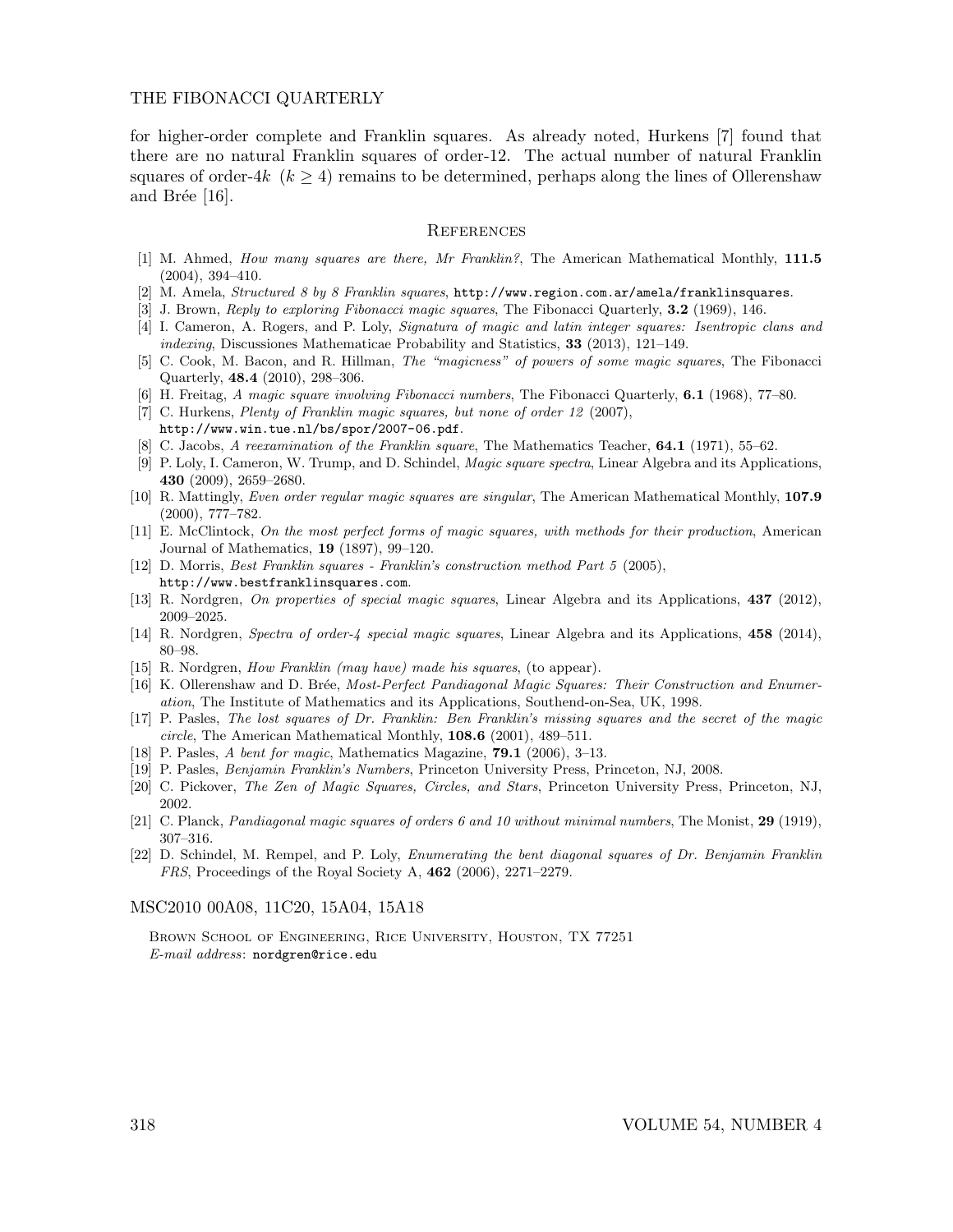for higher-order complete and Franklin squares. As already noted, Hurkens [7] found that there are no natural Franklin squares of order-12. The actual number of natural Franklin squares of order-$4k$ $(k \geq 4)$ remains to be determined, perhaps along the lines of Ollerenshaw and Brée [16].

## References

[1] M. Ahmed, *How many squares are there, Mr Franklin?*, The American Mathematical Monthly, **111.5** (2004), 394–410.

[2] M. Amela, *Structured 8 by 8 Franklin squares*, http://www.region.com.ar/amela/franklinsquares.

[3] J. Brown, *Reply to exploring Fibonacci magic squares*, The Fibonacci Quarterly, **3.2** (1969), 146.

[4] I. Cameron, A. Rogers, and P. Loly, *Signatura of magic and latin integer squares: Isentropic clans and indexing*, Discussiones Mathematicae Probability and Statistics, **33** (2013), 121–149.

[5] C. Cook, M. Bacon, and R. Hillman, *The "magicness" of powers of some magic squares*, The Fibonacci Quarterly, **48.4** (2010), 298–306.

[6] H. Freitag, *A magic square involving Fibonacci numbers*, The Fibonacci Quarterly, **6.1** (1968), 77–80.

[7] C. Hurkens, *Plenty of Franklin magic squares, but none of order 12* (2007), http://www.win.tue.nl/bs/spor/2007-06.pdf.

[8] C. Jacobs, *A reexamination of the Franklin square*, The Mathematics Teacher, **64.1** (1971), 55–62.

[9] P. Loly, I. Cameron, W. Trump, and D. Schindel, *Magic square spectra*, Linear Algebra and its Applications, **430** (2009), 2659–2680.

[10] R. Mattingly, *Even order regular magic squares are singular*, The American Mathematical Monthly, **107.9** (2000), 777–782.

[11] E. McClintock, *On the most perfect forms of magic squares, with methods for their production*, American Journal of Mathematics, **19** (1897), 99–120.

[12] D. Morris, *Best Franklin squares - Franklin's construction method Part 5* (2005), http://www.bestfranklinsquares.com.

[13] R. Nordgren, *On properties of special magic squares*, Linear Algebra and its Applications, **437** (2012), 2009–2025.

[14] R. Nordgren, *Spectra of order-4 special magic squares*, Linear Algebra and its Applications, **458** (2014), 80–98.

[15] R. Nordgren, *How Franklin (may have) made his squares*, (to appear).

[16] K. Ollerenshaw and D. Brée, *Most-Perfect Pandiagonal Magic Squares: Their Construction and Enumeration*, The Institute of Mathematics and its Applications, Southend-on-Sea, UK, 1998.

[17] P. Pasles, *The lost squares of Dr. Franklin: Ben Franklin's missing squares and the secret of the magic circle*, The American Mathematical Monthly, **108.6** (2001), 489–511.

[18] P. Pasles, *A bent for magic*, Mathematics Magazine, **79.1** (2006), 3–13.

[19] P. Pasles, *Benjamin Franklin's Numbers*, Princeton University Press, Princeton, NJ, 2008.

[20] C. Pickover, *The Zen of Magic Squares, Circles, and Stars*, Princeton University Press, Princeton, NJ, 2002.

[21] C. Planck, *Pandiagonal magic squares of orders 6 and 10 without minimal numbers*, The Monist, **29** (1919), 307–316.

[22] D. Schindel, M. Rempel, and P. Loly, *Enumerating the bent diagonal squares of Dr. Benjamin Franklin FRS*, Proceedings of the Royal Society A, **462** (2006), 2271–2279.

MSC2010 00A08, 11C20, 15A04, 15A18

Brown School of Engineering, Rice University, Houston, TX 77251
*E-mail address*: nordgren@rice.edu